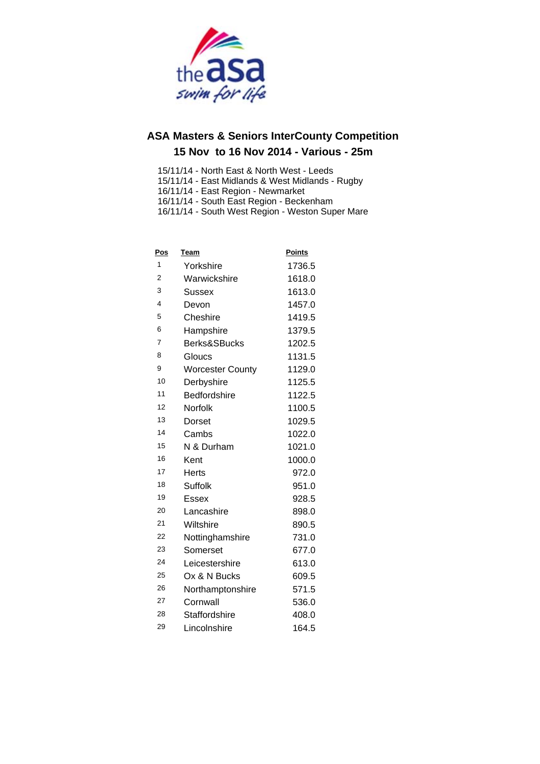## ASA Masters & Seniors InterCounty Competition

## 15 Nov to 16 Nov 2014 - Various - 25m

15/11/14 - North East & North West - Leeds
15/11/14 - East Midlands & West Midlands - Rugby
16/11/14 - East Region - Newmarket
16/11/14 - South East Region - Beckenham
16/11/14 - South West Region - Weston Super Mare

| Pos | Team | Points |
|---|---|---|
| 1 | Yorkshire | 1736.5 |
| 2 | Warwickshire | 1618.0 |
| 3 | Sussex | 1613.0 |
| 4 | Devon | 1457.0 |
| 5 | Cheshire | 1419.5 |
| 6 | Hampshire | 1379.5 |
| 7 | Berks&SBucks | 1202.5 |
| 8 | Gloucs | 1131.5 |
| 9 | Worcester County | 1129.0 |
| 10 | Derbyshire | 1125.5 |
| 11 | Bedfordshire | 1122.5 |
| 12 | Norfolk | 1100.5 |
| 13 | Dorset | 1029.5 |
| 14 | Cambs | 1022.0 |
| 15 | N & Durham | 1021.0 |
| 16 | Kent | 1000.0 |
| 17 | Herts | 972.0 |
| 18 | Suffolk | 951.0 |
| 19 | Essex | 928.5 |
| 20 | Lancashire | 898.0 |
| 21 | Wiltshire | 890.5 |
| 22 | Nottinghamshire | 731.0 |
| 23 | Somerset | 677.0 |
| 24 | Leicestershire | 613.0 |
| 25 | Ox & N Bucks | 609.5 |
| 26 | Northamptonshire | 571.5 |
| 27 | Cornwall | 536.0 |
| 28 | Staffordshire | 408.0 |
| 29 | Lincolnshire | 164.5 |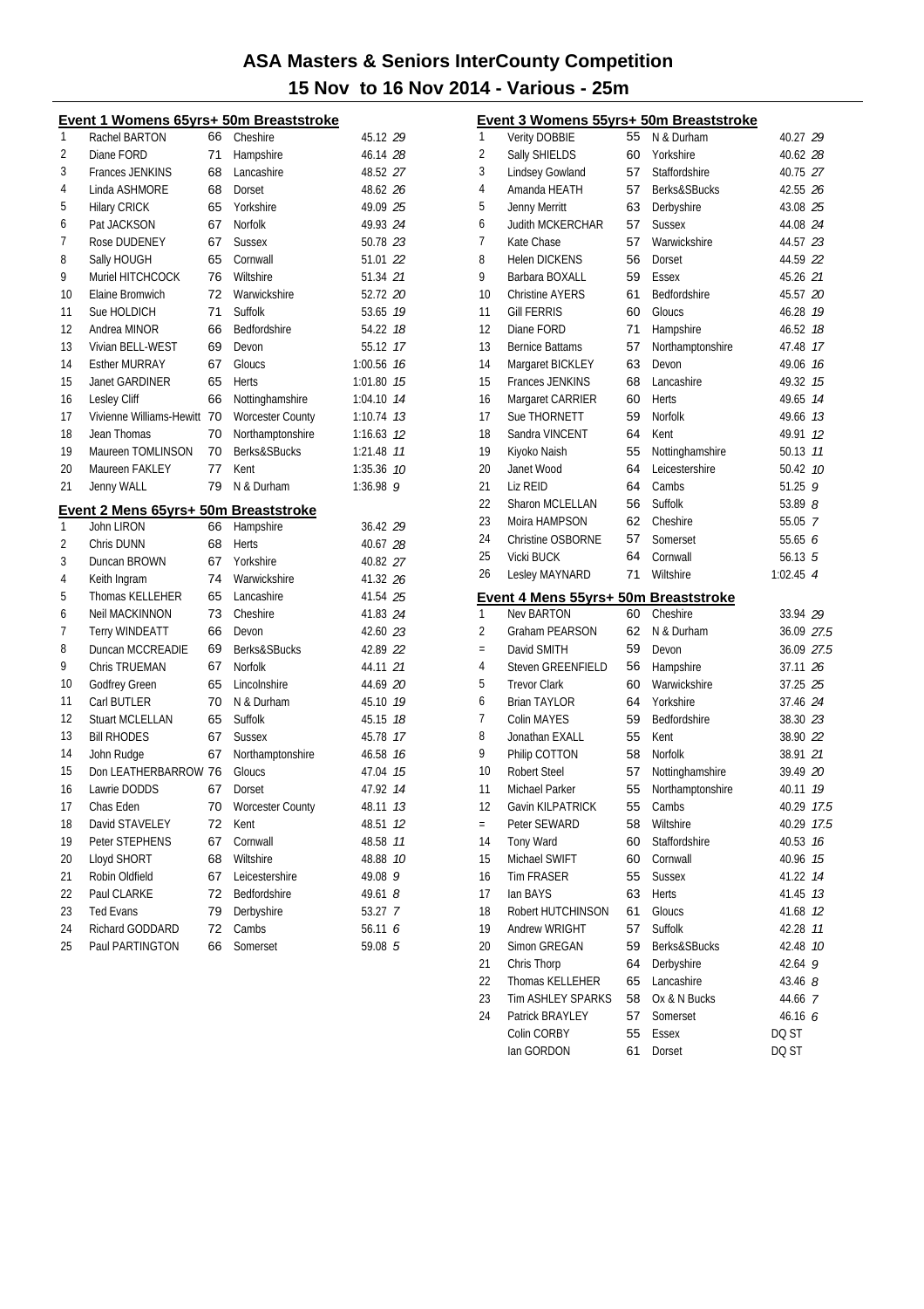# ASA Masters & Seniors InterCounty Competition

## 15 Nov to 16 Nov 2014 - Various - 25m

### Event 1 Womens 65yrs+ 50m Breaststroke

| Place | Name | Age | County | Time | Points |
|---|---|---|---|---|---|
| 1 | Rachel BARTON | 66 | Cheshire | 45.12 | 29 |
| 2 | Diane FORD | 71 | Hampshire | 46.14 | 28 |
| 3 | Frances JENKINS | 68 | Lancashire | 48.52 | 27 |
| 4 | Linda ASHMORE | 68 | Dorset | 48.62 | 26 |
| 5 | Hilary CRICK | 65 | Yorkshire | 49.09 | 25 |
| 6 | Pat JACKSON | 67 | Norfolk | 49.93 | 24 |
| 7 | Rose DUDENEY | 67 | Sussex | 50.78 | 23 |
| 8 | Sally HOUGH | 65 | Cornwall | 51.01 | 22 |
| 9 | Muriel HITCHCOCK | 76 | Wiltshire | 51.34 | 21 |
| 10 | Elaine Bromwich | 72 | Warwickshire | 52.72 | 20 |
| 11 | Sue HOLDICH | 71 | Suffolk | 53.65 | 19 |
| 12 | Andrea MINOR | 66 | Bedfordshire | 54.22 | 18 |
| 13 | Vivian BELL-WEST | 69 | Devon | 55.12 | 17 |
| 14 | Esther MURRAY | 67 | Gloucs | 1:00.56 | 16 |
| 15 | Janet GARDINER | 65 | Herts | 1:01.80 | 15 |
| 16 | Lesley Cliff | 66 | Nottinghamshire | 1:04.10 | 14 |
| 17 | Vivienne Williams-Hewitt | 70 | Worcester County | 1:10.74 | 13 |
| 18 | Jean Thomas | 70 | Northamptonshire | 1:16.63 | 12 |
| 19 | Maureen TOMLINSON | 71 | Berks&SBucks | 1:21.48 | 11 |
| 20 | Maureen FAKLEY | 77 | Kent | 1:35.36 | 10 |
| 21 | Jenny WALL | 79 | N & Durham | 1:36.98 | 9 |

### Event 2 Mens 65yrs+ 50m Breaststroke

| Place | Name | Age | County | Time | Points |
|---|---|---|---|---|---|
| 1 | John LIRON | 66 | Hampshire | 36.42 | 29 |
| 2 | Chris DUNN | 68 | Herts | 40.67 | 28 |
| 3 | Duncan BROWN | 67 | Yorkshire | 40.82 | 27 |
| 4 | Keith Ingram | 74 | Warwickshire | 41.32 | 26 |
| 5 | Thomas KELLEHER | 65 | Lancashire | 41.54 | 25 |
| 6 | Neil MACKINNON | 73 | Cheshire | 41.83 | 24 |
| 7 | Terry WINDEATT | 66 | Devon | 42.60 | 23 |
| 8 | Duncan MCCREADIE | 69 | Berks&SBucks | 42.89 | 22 |
| 9 | Chris TRUEMAN | 67 | Norfolk | 44.11 | 21 |
| 10 | Godfrey Green | 65 | Lincolnshire | 44.69 | 20 |
| 11 | Carl BUTLER | 70 | N & Durham | 45.10 | 19 |
| 12 | Stuart MCLELLAN | 65 | Suffolk | 45.15 | 18 |
| 13 | Bill RHODES | 67 | Sussex | 45.78 | 17 |
| 14 | John Rudge | 67 | Northamptonshire | 46.58 | 16 |
| 15 | Don LEATHERBARROW | 76 | Gloucs | 47.04 | 15 |
| 16 | Lawrie DODDS | 67 | Dorset | 47.92 | 14 |
| 17 | Chas Eden | 70 | Worcester County | 48.11 | 13 |
| 18 | David STAVELEY | 72 | Kent | 48.51 | 12 |
| 19 | Peter STEPHENS | 67 | Cornwall | 48.58 | 11 |
| 20 | Lloyd SHORT | 68 | Wiltshire | 48.88 | 10 |
| 21 | Robin Oldfield | 67 | Leicestershire | 49.08 | 9 |
| 22 | Paul CLARKE | 72 | Bedfordshire | 49.61 | 8 |
| 23 | Ted Evans | 79 | Derbyshire | 53.27 | 7 |
| 24 | Richard GODDARD | 72 | Cambs | 56.11 | 6 |
| 25 | Paul PARTINGTON | 66 | Somerset | 59.08 | 5 |

### Event 3 Womens 55yrs+ 50m Breaststroke

| Place | Name | Age | County | Time | Points |
|---|---|---|---|---|---|
| 1 | Verity DOBBIE | 55 | N & Durham | 40.27 | 29 |
| 2 | Sally SHIELDS | 60 | Yorkshire | 40.62 | 28 |
| 3 | Lindsey Gowland | 57 | Staffordshire | 40.75 | 27 |
| 4 | Amanda HEATH | 57 | Berks&SBucks | 42.55 | 26 |
| 5 | Jenny Merritt | 63 | Derbyshire | 43.08 | 25 |
| 6 | Judith MCKERCHAR | 57 | Sussex | 44.08 | 24 |
| 7 | Kate Chase | 57 | Warwickshire | 44.57 | 23 |
| 8 | Helen DICKENS | 56 | Dorset | 44.59 | 22 |
| 9 | Barbara BOXALL | 59 | Essex | 45.26 | 21 |
| 10 | Christine AYERS | 61 | Bedfordshire | 45.57 | 20 |
| 11 | Gill FERRIS | 60 | Gloucs | 46.28 | 19 |
| 12 | Diane FORD | 71 | Hampshire | 46.52 | 18 |
| 13 | Bernice Battams | 57 | Northamptonshire | 47.48 | 17 |
| 14 | Margaret BICKLEY | 63 | Devon | 49.06 | 16 |
| 15 | Frances JENKINS | 68 | Lancashire | 49.32 | 15 |
| 16 | Margaret CARRIER | 60 | Herts | 49.65 | 14 |
| 17 | Sue THORNETT | 59 | Norfolk | 49.66 | 13 |
| 18 | Sandra VINCENT | 64 | Kent | 49.91 | 12 |
| 19 | Kiyoko Naish | 55 | Nottinghamshire | 50.13 | 11 |
| 20 | Janet Wood | 64 | Leicestershire | 50.42 | 10 |
| 21 | Liz REID | 64 | Cambs | 51.25 | 9 |
| 22 | Sharon MCLELLAN | 56 | Suffolk | 53.89 | 8 |
| 23 | Moira HAMPSON | 62 | Cheshire | 55.05 | 7 |
| 24 | Christine OSBORNE | 57 | Somerset | 55.65 | 6 |
| 25 | Vicki BUCK | 64 | Cornwall | 56.13 | 5 |
| 26 | Lesley MAYNARD | 71 | Wiltshire | 1:02.45 | 4 |

### Event 4 Mens 55yrs+ 50m Breaststroke

| Place | Name | Age | County | Time | Points |
|---|---|---|---|---|---|
| 1 | Nev BARTON | 60 | Cheshire | 33.94 | 29 |
| 2 | Graham PEARSON | 62 | N & Durham | 36.09 | 27.5 |
| = | David SMITH | 59 | Devon | 36.09 | 27.5 |
| 4 | Steven GREENFIELD | 56 | Hampshire | 37.11 | 26 |
| 5 | Trevor Clark | 60 | Warwickshire | 37.25 | 25 |
| 6 | Brian TAYLOR | 64 | Yorkshire | 37.46 | 24 |
| 7 | Colin MAYES | 59 | Bedfordshire | 38.30 | 23 |
| 8 | Jonathan EXALL | 55 | Kent | 38.90 | 22 |
| 9 | Philip COTTON | 58 | Norfolk | 38.91 | 21 |
| 10 | Robert Steel | 57 | Nottinghamshire | 39.49 | 20 |
| 11 | Michael Parker | 55 | Northamptonshire | 40.11 | 19 |
| 12 | Gavin KILPATRICK | 55 | Cambs | 40.29 | 17.5 |
| = | Peter SEWARD | 58 | Wiltshire | 40.29 | 17.5 |
| 14 | Tony Ward | 60 | Staffordshire | 40.53 | 16 |
| 15 | Michael SWIFT | 60 | Cornwall | 40.96 | 15 |
| 16 | Tim FRASER | 55 | Sussex | 41.22 | 14 |
| 17 | Ian BAYS | 63 | Herts | 41.45 | 13 |
| 18 | Robert HUTCHINSON | 61 | Gloucs | 41.68 | 12 |
| 19 | Andrew WRIGHT | 57 | Suffolk | 42.28 | 11 |
| 20 | Simon GREGAN | 59 | Berks&SBucks | 42.48 | 10 |
| 21 | Chris Thorp | 64 | Derbyshire | 42.64 | 9 |
| 22 | Thomas KELLEHER | 65 | Lancashire | 43.46 | 8 |
| 23 | Tim ASHLEY SPARKS | 58 | Ox & N Bucks | 44.66 | 7 |
| 24 | Patrick BRAYLEY | 57 | Somerset | 46.16 | 6 |
| | Colin CORBY | 55 | Essex | DQ ST | |
| | Ian GORDON | 61 | Dorset | DQ ST | |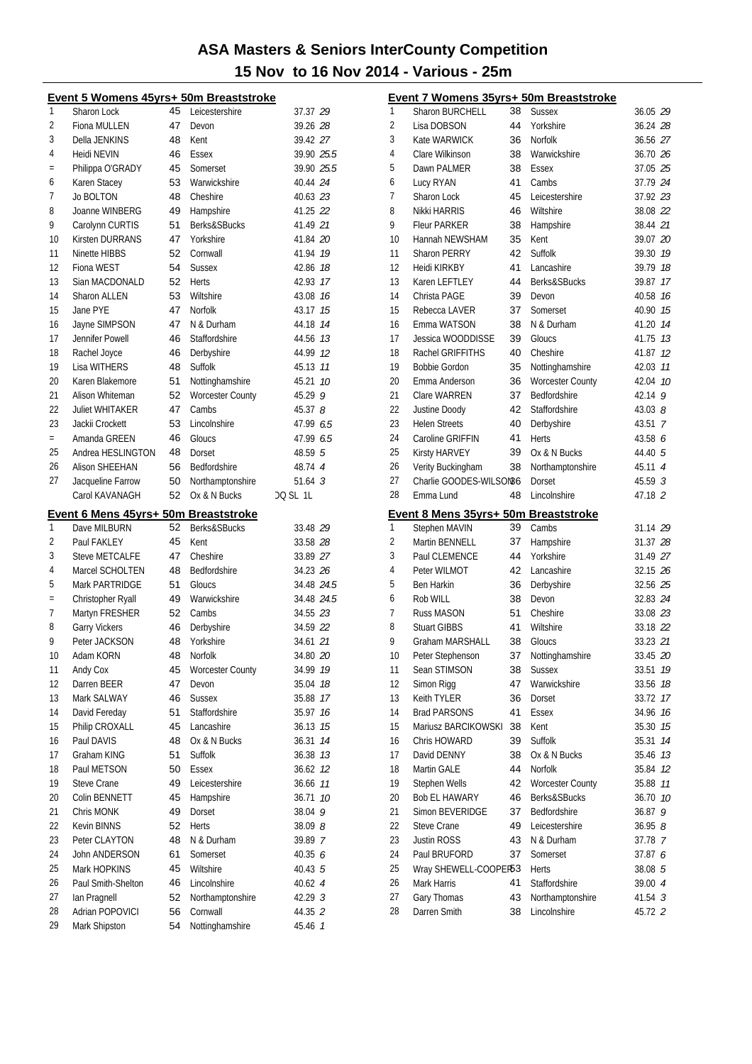# ASA Masters & Seniors InterCounty Competition

## 15 Nov to 16 Nov 2014 - Various - 25m

### Event 5 Womens 45yrs+ 50m Breaststroke

| Pos | Name | Age | County | Time | Pts |
|---|---|---|---|---|---|
| 1 | Sharon Lock | 45 | Leicestershire | 37.37 | 29 |
| 2 | Fiona MULLEN | 47 | Devon | 39.26 | 28 |
| 3 | Della JENKINS | 48 | Kent | 39.42 | 27 |
| 4 | Heidi NEVIN | 46 | Essex | 39.90 | 25.5 |
| = | Philippa O'GRADY | 45 | Somerset | 39.90 | 25.5 |
| 6 | Karen Stacey | 53 | Warwickshire | 40.44 | 24 |
| 7 | Jo BOLTON | 48 | Cheshire | 40.63 | 23 |
| 8 | Joanne WINBERG | 49 | Hampshire | 41.25 | 22 |
| 9 | Carolynn CURTIS | 51 | Berks&SBucks | 41.49 | 21 |
| 10 | Kirsten DURRANS | 47 | Yorkshire | 41.84 | 20 |
| 11 | Ninette HIBBS | 52 | Cornwall | 41.94 | 19 |
| 12 | Fiona WEST | 54 | Sussex | 42.86 | 18 |
| 13 | Sian MACDONALD | 52 | Herts | 42.93 | 17 |
| 14 | Sharon ALLEN | 53 | Wiltshire | 43.08 | 16 |
| 15 | Jane PYE | 47 | Norfolk | 43.17 | 15 |
| 16 | Jayne SIMPSON | 47 | N & Durham | 44.18 | 14 |
| 17 | Jennifer Powell | 46 | Staffordshire | 44.56 | 13 |
| 18 | Rachel Joyce | 46 | Derbyshire | 44.99 | 12 |
| 19 | Lisa WITHERS | 48 | Suffolk | 45.13 | 11 |
| 20 | Karen Blakemore | 51 | Nottinghamshire | 45.21 | 10 |
| 21 | Alison Whiteman | 52 | Worcester County | 45.29 | 9 |
| 22 | Juliet WHITAKER | 47 | Cambs | 45.37 | 8 |
| 23 | Jackii Crockett | 53 | Lincolnshire | 47.99 | 6.5 |
| = | Amanda GREEN | 46 | Gloucs | 47.99 | 6.5 |
| 25 | Andrea HESLINGTON | 48 | Dorset | 48.59 | 5 |
| 26 | Alison SHEEHAN | 56 | Bedfordshire | 48.74 | 4 |
| 27 | Jacqueline Farrow | 50 | Northamptonshire | 51.64 | 3 |
| | Carol KAVANAGH | 52 | Ox & N Bucks | DQ SL 1L | |

### Event 6 Mens 45yrs+ 50m Breaststroke

| Pos | Name | Age | County | Time | Pts |
|---|---|---|---|---|---|
| 1 | Dave MILBURN | 52 | Berks&SBucks | 33.48 | 29 |
| 2 | Paul FAKLEY | 45 | Kent | 33.58 | 28 |
| 3 | Steve METCALFE | 47 | Cheshire | 33.89 | 27 |
| 4 | Marcel SCHOLTEN | 48 | Bedfordshire | 34.23 | 26 |
| 5 | Mark PARTRIDGE | 51 | Gloucs | 34.48 | 24.5 |
| = | Christopher Ryall | 49 | Warwickshire | 34.48 | 24.5 |
| 7 | Martyn FRESHER | 52 | Cambs | 34.55 | 23 |
| 8 | Garry Vickers | 46 | Derbyshire | 34.59 | 22 |
| 9 | Peter JACKSON | 48 | Yorkshire | 34.61 | 21 |
| 10 | Adam KORN | 48 | Norfolk | 34.80 | 20 |
| 11 | Andy Cox | 45 | Worcester County | 34.99 | 19 |
| 12 | Darren BEER | 47 | Devon | 35.04 | 18 |
| 13 | Mark SALWAY | 46 | Sussex | 35.88 | 17 |
| 14 | David Fereday | 51 | Staffordshire | 35.97 | 16 |
| 15 | Philip CROXALL | 45 | Lancashire | 36.13 | 15 |
| 16 | Paul DAVIS | 48 | Ox & N Bucks | 36.31 | 14 |
| 17 | Graham KING | 51 | Suffolk | 36.38 | 13 |
| 18 | Paul METSON | 50 | Essex | 36.62 | 12 |
| 19 | Steve Crane | 49 | Leicestershire | 36.66 | 11 |
| 20 | Colin BENNETT | 45 | Hampshire | 36.71 | 10 |
| 21 | Chris MONK | 49 | Dorset | 38.04 | 9 |
| 22 | Kevin BINNS | 52 | Herts | 38.09 | 8 |
| 23 | Peter CLAYTON | 48 | N & Durham | 39.89 | 7 |
| 24 | John ANDERSON | 61 | Somerset | 40.35 | 6 |
| 25 | Mark HOPKINS | 45 | Wiltshire | 40.43 | 5 |
| 26 | Paul Smith-Shelton | 46 | Lincolnshire | 40.62 | 4 |
| 27 | Ian Pragnell | 52 | Northamptonshire | 42.29 | 3 |
| 28 | Adrian POPOVICI | 56 | Cornwall | 44.35 | 2 |
| 29 | Mark Shipston | 54 | Nottinghamshire | 45.46 | 1 |

### Event 7 Womens 35yrs+ 50m Breaststroke

| Pos | Name | Age | County | Time | Pts |
|---|---|---|---|---|---|
| 1 | Sharon BURCHELL | 38 | Sussex | 36.05 | 29 |
| 2 | Lisa DOBSON | 44 | Yorkshire | 36.24 | 28 |
| 3 | Kate WARWICK | 36 | Norfolk | 36.56 | 27 |
| 4 | Clare Wilkinson | 38 | Warwickshire | 36.70 | 26 |
| 5 | Dawn PALMER | 38 | Essex | 37.05 | 25 |
| 6 | Lucy RYAN | 41 | Cambs | 37.79 | 24 |
| 7 | Sharon Lock | 45 | Leicestershire | 37.92 | 23 |
| 8 | Nikki HARRIS | 46 | Wiltshire | 38.08 | 22 |
| 9 | Fleur PARKER | 38 | Hampshire | 38.44 | 21 |
| 10 | Hannah NEWSHAM | 35 | Kent | 39.07 | 20 |
| 11 | Sharon PERRY | 42 | Suffolk | 39.30 | 19 |
| 12 | Heidi KIRKBY | 41 | Lancashire | 39.79 | 18 |
| 13 | Karen LEFTLEY | 44 | Berks&SBucks | 39.87 | 17 |
| 14 | Christa PAGE | 39 | Devon | 40.58 | 16 |
| 15 | Rebecca LAVER | 37 | Somerset | 40.90 | 15 |
| 16 | Emma WATSON | 38 | N & Durham | 41.20 | 14 |
| 17 | Jessica WOODDISSE | 39 | Gloucs | 41.75 | 13 |
| 18 | Rachel GRIFFITHS | 40 | Cheshire | 41.87 | 12 |
| 19 | Bobbie Gordon | 35 | Nottinghamshire | 42.03 | 11 |
| 20 | Emma Anderson | 36 | Worcester County | 42.04 | 10 |
| 21 | Clare WARREN | 37 | Bedfordshire | 42.14 | 9 |
| 22 | Justine Doody | 42 | Staffordshire | 43.03 | 8 |
| 23 | Helen Streets | 40 | Derbyshire | 43.51 | 7 |
| 24 | Caroline GRIFFIN | 41 | Herts | 43.58 | 6 |
| 25 | Kirsty HARVEY | 39 | Ox & N Bucks | 44.40 | 5 |
| 26 | Verity Buckingham | 38 | Northamptonshire | 45.11 | 4 |
| 27 | Charlie GOODES-WILSON | 36 | Dorset | 45.59 | 3 |
| 28 | Emma Lund | 48 | Lincolnshire | 47.18 | 2 |

### Event 8 Mens 35yrs+ 50m Breaststroke

| Pos | Name | Age | County | Time | Pts |
|---|---|---|---|---|---|
| 1 | Stephen MAVIN | 39 | Cambs | 31.14 | 29 |
| 2 | Martin BENNELL | 37 | Hampshire | 31.37 | 28 |
| 3 | Paul CLEMENCE | 44 | Yorkshire | 31.49 | 27 |
| 4 | Peter WILMOT | 42 | Lancashire | 32.15 | 26 |
| 5 | Ben Harkin | 36 | Derbyshire | 32.56 | 25 |
| 6 | Rob WILL | 38 | Devon | 32.83 | 24 |
| 7 | Russ MASON | 51 | Cheshire | 33.08 | 23 |
| 8 | Stuart GIBBS | 41 | Wiltshire | 33.18 | 22 |
| 9 | Graham MARSHALL | 38 | Gloucs | 33.23 | 21 |
| 10 | Peter Stephenson | 37 | Nottinghamshire | 33.45 | 20 |
| 11 | Sean STIMSON | 38 | Sussex | 33.51 | 19 |
| 12 | Simon Rigg | 47 | Warwickshire | 33.56 | 18 |
| 13 | Keith TYLER | 36 | Dorset | 33.72 | 17 |
| 14 | Brad PARSONS | 41 | Essex | 34.96 | 16 |
| 15 | Mariusz BARCIKOWSKI | 38 | Kent | 35.30 | 15 |
| 16 | Chris HOWARD | 39 | Suffolk | 35.31 | 14 |
| 17 | David DENNY | 38 | Ox & N Bucks | 35.46 | 13 |
| 18 | Martin GALE | 44 | Norfolk | 35.84 | 12 |
| 19 | Stephen Wells | 42 | Worcester County | 35.88 | 11 |
| 20 | Bob EL HAWARY | 46 | Berks&SBucks | 36.70 | 10 |
| 21 | Simon BEVERIDGE | 37 | Bedfordshire | 36.87 | 9 |
| 22 | Steve Crane | 49 | Leicestershire | 36.95 | 8 |
| 23 | Justin ROSS | 43 | N & Durham | 37.78 | 7 |
| 24 | Paul BRUFORD | 37 | Somerset | 37.87 | 6 |
| 25 | Wray SHEWELL-COOPER | 53 | Herts | 38.08 | 5 |
| 26 | Mark Harris | 41 | Staffordshire | 39.00 | 4 |
| 27 | Gary Thomas | 43 | Northamptonshire | 41.54 | 3 |
| 28 | Darren Smith | 38 | Lincolnshire | 45.72 | 2 |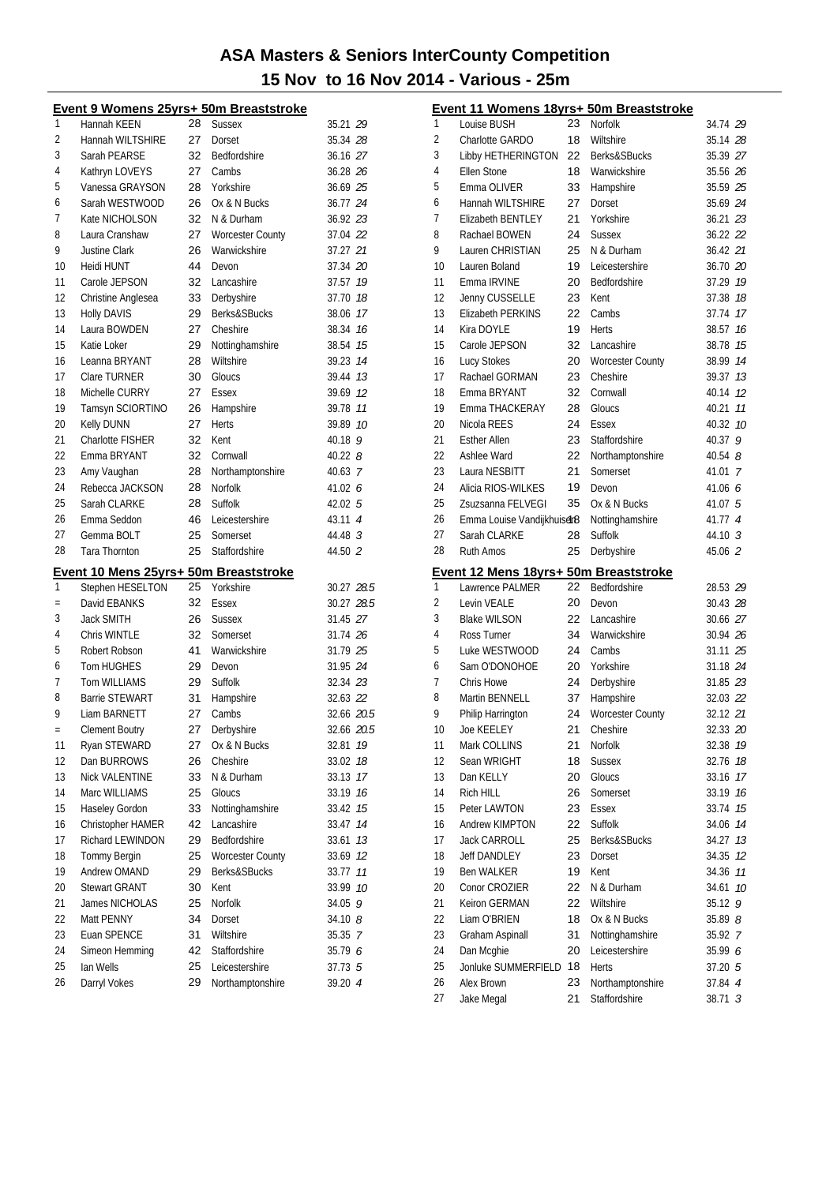# ASA Masters & Seniors InterCounty Competition

## 15 Nov to 16 Nov 2014 - Various - 25m

### Event 9 Womens 25yrs+ 50m Breaststroke

| Place | Name | Age | County | Time | Points |
|---|---|---|---|---|---|
| 1 | Hannah KEEN | 28 | Sussex | 35.21 | 29 |
| 2 | Hannah WILTSHIRE | 27 | Dorset | 35.34 | 28 |
| 3 | Sarah PEARSE | 32 | Bedfordshire | 36.16 | 27 |
| 4 | Kathryn LOVEYS | 27 | Cambs | 36.28 | 26 |
| 5 | Vanessa GRAYSON | 28 | Yorkshire | 36.69 | 25 |
| 6 | Sarah WESTWOOD | 26 | Ox & N Bucks | 36.77 | 24 |
| 7 | Kate NICHOLSON | 32 | N & Durham | 36.92 | 23 |
| 8 | Laura Cranshaw | 27 | Worcester County | 37.04 | 22 |
| 9 | Justine Clark | 26 | Warwickshire | 37.27 | 21 |
| 10 | Heidi HUNT | 44 | Devon | 37.34 | 20 |
| 11 | Carole JEPSON | 32 | Lancashire | 37.57 | 19 |
| 12 | Christine Anglesea | 33 | Derbyshire | 37.70 | 18 |
| 13 | Holly DAVIS | 29 | Berks&SBucks | 38.06 | 17 |
| 14 | Laura BOWDEN | 27 | Cheshire | 38.34 | 16 |
| 15 | Katie Loker | 29 | Nottinghamshire | 38.54 | 15 |
| 16 | Leanna BRYANT | 28 | Wiltshire | 39.23 | 14 |
| 17 | Clare TURNER | 30 | Gloucs | 39.44 | 13 |
| 18 | Michelle CURRY | 27 | Essex | 39.69 | 12 |
| 19 | Tamsyn SCIORTINO | 26 | Hampshire | 39.78 | 11 |
| 20 | Kelly DUNN | 27 | Herts | 39.89 | 10 |
| 21 | Charlotte FISHER | 32 | Kent | 40.18 | 9 |
| 22 | Emma BRYANT | 32 | Cornwall | 40.22 | 8 |
| 23 | Amy Vaughan | 28 | Northamptonshire | 40.63 | 7 |
| 24 | Rebecca JACKSON | 28 | Norfolk | 41.02 | 6 |
| 25 | Sarah CLARKE | 28 | Suffolk | 42.02 | 5 |
| 26 | Emma Seddon | 46 | Leicestershire | 43.11 | 4 |
| 27 | Gemma BOLT | 25 | Somerset | 44.48 | 3 |
| 28 | Tara Thornton | 25 | Staffordshire | 44.50 | 2 |

### Event 10 Mens 25yrs+ 50m Breaststroke

| Place | Name | Age | County | Time | Points |
|---|---|---|---|---|---|
| 1 | Stephen HESELTON | 25 | Yorkshire | 30.27 | 28.5 |
| = | David EBANKS | 32 | Essex | 30.27 | 28.5 |
| 3 | Jack SMITH | 26 | Sussex | 31.45 | 27 |
| 4 | Chris WINTLE | 32 | Somerset | 31.74 | 26 |
| 5 | Robert Robson | 41 | Warwickshire | 31.79 | 25 |
| 6 | Tom HUGHES | 29 | Devon | 31.95 | 24 |
| 7 | Tom WILLIAMS | 29 | Suffolk | 32.34 | 23 |
| 8 | Barrie STEWART | 31 | Hampshire | 32.63 | 22 |
| 9 | Liam BARNETT | 27 | Cambs | 32.66 | 20.5 |
| = | Clement Boutry | 27 | Derbyshire | 32.66 | 20.5 |
| 11 | Ryan STEWARD | 27 | Ox & N Bucks | 32.81 | 19 |
| 12 | Dan BURROWS | 26 | Cheshire | 33.02 | 18 |
| 13 | Nick VALENTINE | 33 | N & Durham | 33.13 | 17 |
| 14 | Marc WILLIAMS | 25 | Gloucs | 33.19 | 16 |
| 15 | Haseley Gordon | 33 | Nottinghamshire | 33.42 | 15 |
| 16 | Christopher HAMER | 42 | Lancashire | 33.47 | 14 |
| 17 | Richard LEWINDON | 29 | Bedfordshire | 33.61 | 13 |
| 18 | Tommy Bergin | 25 | Worcester County | 33.69 | 12 |
| 19 | Andrew OMAND | 29 | Berks&SBucks | 33.77 | 11 |
| 20 | Stewart GRANT | 30 | Kent | 33.99 | 10 |
| 21 | James NICHOLAS | 25 | Norfolk | 34.05 | 9 |
| 22 | Matt PENNY | 34 | Dorset | 34.10 | 8 |
| 23 | Euan SPENCE | 31 | Wiltshire | 35.35 | 7 |
| 24 | Simeon Hemming | 42 | Staffordshire | 35.79 | 6 |
| 25 | Ian Wells | 25 | Leicestershire | 37.73 | 5 |
| 26 | Darryl Vokes | 29 | Northamptonshire | 39.20 | 4 |

### Event 11 Womens 18yrs+ 50m Breaststroke

| Place | Name | Age | County | Time | Points |
|---|---|---|---|---|---|
| 1 | Louise BUSH | 23 | Norfolk | 34.74 | 29 |
| 2 | Charlotte GARDO | 18 | Wiltshire | 35.14 | 28 |
| 3 | Libby HETHERINGTON | 22 | Berks&SBucks | 35.39 | 27 |
| 4 | Ellen Stone | 18 | Warwickshire | 35.56 | 26 |
| 5 | Emma OLIVER | 33 | Hampshire | 35.59 | 25 |
| 6 | Hannah WILTSHIRE | 27 | Dorset | 35.69 | 24 |
| 7 | Elizabeth BENTLEY | 21 | Yorkshire | 36.21 | 23 |
| 8 | Rachael BOWEN | 24 | Sussex | 36.22 | 22 |
| 9 | Lauren CHRISTIAN | 25 | N & Durham | 36.42 | 21 |
| 10 | Lauren Boland | 19 | Leicestershire | 36.70 | 20 |
| 11 | Emma IRVINE | 20 | Bedfordshire | 37.29 | 19 |
| 12 | Jenny CUSSELLE | 23 | Kent | 37.38 | 18 |
| 13 | Elizabeth PERKINS | 22 | Cambs | 37.74 | 17 |
| 14 | Kira DOYLE | 19 | Herts | 38.57 | 16 |
| 15 | Carole JEPSON | 32 | Lancashire | 38.78 | 15 |
| 16 | Lucy Stokes | 20 | Worcester County | 38.99 | 14 |
| 17 | Rachael GORMAN | 23 | Cheshire | 39.37 | 13 |
| 18 | Emma BRYANT | 32 | Cornwall | 40.14 | 12 |
| 19 | Emma THACKERAY | 28 | Gloucs | 40.21 | 11 |
| 20 | Nicola REES | 24 | Essex | 40.32 | 10 |
| 21 | Esther Allen | 23 | Staffordshire | 40.37 | 9 |
| 22 | Ashlee Ward | 22 | Northamptonshire | 40.54 | 8 |
| 23 | Laura NESBITT | 21 | Somerset | 41.01 | 7 |
| 24 | Alicia RIOS-WILKES | 19 | Devon | 41.06 | 6 |
| 25 | Zsuzsanna FELVEGI | 35 | Ox & N Bucks | 41.07 | 5 |
| 26 | Emma Louise Vandijkhuisen | 18 | Nottinghamshire | 41.77 | 4 |
| 27 | Sarah CLARKE | 28 | Suffolk | 44.10 | 3 |
| 28 | Ruth Amos | 25 | Derbyshire | 45.06 | 2 |

### Event 12 Mens 18yrs+ 50m Breaststroke

| Place | Name | Age | County | Time | Points |
|---|---|---|---|---|---|
| 1 | Lawrence PALMER | 22 | Bedfordshire | 28.53 | 29 |
| 2 | Levin VEALE | 20 | Devon | 30.43 | 28 |
| 3 | Blake WILSON | 22 | Lancashire | 30.66 | 27 |
| 4 | Ross Turner | 34 | Warwickshire | 30.94 | 26 |
| 5 | Luke WESTWOOD | 24 | Cambs | 31.11 | 25 |
| 6 | Sam O'DONOHOE | 20 | Yorkshire | 31.18 | 24 |
| 7 | Chris Howe | 24 | Derbyshire | 31.85 | 23 |
| 8 | Martin BENNELL | 37 | Hampshire | 32.03 | 22 |
| 9 | Philip Harrington | 24 | Worcester County | 32.12 | 21 |
| 10 | Joe KEELEY | 21 | Cheshire | 32.33 | 20 |
| 11 | Mark COLLINS | 21 | Norfolk | 32.38 | 19 |
| 12 | Sean WRIGHT | 18 | Sussex | 32.76 | 18 |
| 13 | Dan KELLY | 20 | Gloucs | 33.16 | 17 |
| 14 | Rich HILL | 26 | Somerset | 33.19 | 16 |
| 15 | Peter LAWTON | 23 | Essex | 33.74 | 15 |
| 16 | Andrew KIMPTON | 22 | Suffolk | 34.06 | 14 |
| 17 | Jack CARROLL | 25 | Berks&SBucks | 34.27 | 13 |
| 18 | Jeff DANDLEY | 23 | Dorset | 34.35 | 12 |
| 19 | Ben WALKER | 19 | Kent | 34.36 | 11 |
| 20 | Conor CROZIER | 22 | N & Durham | 34.61 | 10 |
| 21 | Keiron GERMAN | 22 | Wiltshire | 35.12 | 9 |
| 22 | Liam O'BRIEN | 18 | Ox & N Bucks | 35.89 | 8 |
| 23 | Graham Aspinall | 31 | Nottinghamshire | 35.92 | 7 |
| 24 | Dan Mcghie | 20 | Leicestershire | 35.99 | 6 |
| 25 | Jonluke SUMMERFIELD | 18 | Herts | 37.20 | 5 |
| 26 | Alex Brown | 23 | Northamptonshire | 37.84 | 4 |
| 27 | Jake Megal | 21 | Staffordshire | 38.71 | 3 |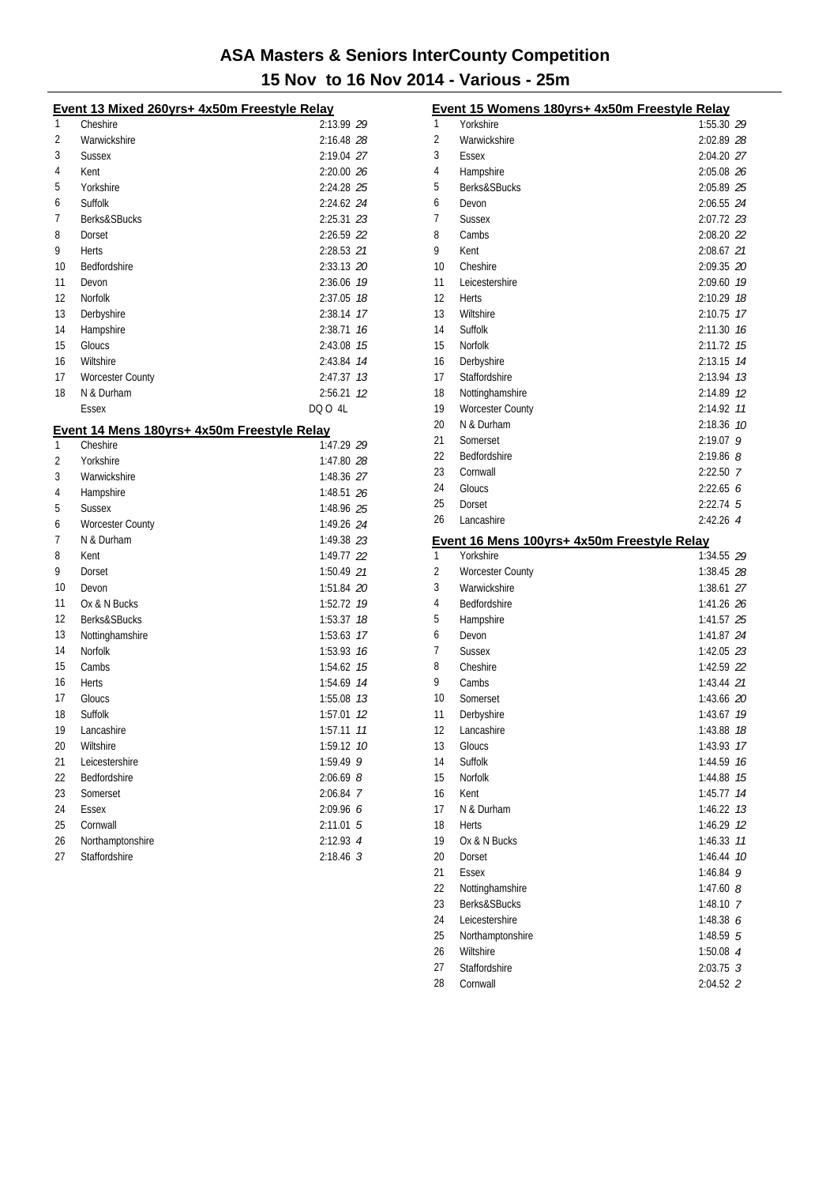# ASA Masters & Seniors InterCounty Competition

## 15 Nov to 16 Nov 2014 - Various - 25m

### Event 13 Mixed 260yrs+ 4x50m Freestyle Relay

| | | | |
|---|---|---|---|
| 1 | Cheshire | 2:13.99 | *29* |
| 2 | Warwickshire | 2:16.48 | *28* |
| 3 | Sussex | 2:19.04 | *27* |
| 4 | Kent | 2:20.00 | *26* |
| 5 | Yorkshire | 2:24.28 | *25* |
| 6 | Suffolk | 2:24.62 | *24* |
| 7 | Berks&SBucks | 2:25.31 | *23* |
| 8 | Dorset | 2:26.59 | *22* |
| 9 | Herts | 2:28.53 | *21* |
| 10 | Bedfordshire | 2:33.13 | *20* |
| 11 | Devon | 2:36.06 | *19* |
| 12 | Norfolk | 2:37.05 | *18* |
| 13 | Derbyshire | 2:38.14 | *17* |
| 14 | Hampshire | 2:38.71 | *16* |
| 15 | Gloucs | 2:43.08 | *15* |
| 16 | Wiltshire | 2:43.84 | *14* |
| 17 | Worcester County | 2:47.37 | *13* |
| 18 | N & Durham | 2:56.21 | *12* |
| | Essex | DQ O 4L | |

### Event 14 Mens 180yrs+ 4x50m Freestyle Relay

| | | | |
|---|---|---|---|
| 1 | Cheshire | 1:47.29 | *29* |
| 2 | Yorkshire | 1:47.80 | *28* |
| 3 | Warwickshire | 1:48.36 | *27* |
| 4 | Hampshire | 1:48.51 | *26* |
| 5 | Sussex | 1:48.96 | *25* |
| 6 | Worcester County | 1:49.26 | *24* |
| 7 | N & Durham | 1:49.38 | *23* |
| 8 | Kent | 1:49.77 | *22* |
| 9 | Dorset | 1:50.49 | *21* |
| 10 | Devon | 1:51.84 | *20* |
| 11 | Ox & N Bucks | 1:52.72 | *19* |
| 12 | Berks&SBucks | 1:53.37 | *18* |
| 13 | Nottinghamshire | 1:53.63 | *17* |
| 14 | Norfolk | 1:53.93 | *16* |
| 15 | Cambs | 1:54.62 | *15* |
| 16 | Herts | 1:54.69 | *14* |
| 17 | Gloucs | 1:55.08 | *13* |
| 18 | Suffolk | 1:57.01 | *12* |
| 19 | Lancashire | 1:57.11 | *11* |
| 20 | Wiltshire | 1:59.12 | *10* |
| 21 | Leicestershire | 1:59.49 | *9* |
| 22 | Bedfordshire | 2:06.69 | *8* |
| 23 | Somerset | 2:06.84 | *7* |
| 24 | Essex | 2:09.96 | *6* |
| 25 | Cornwall | 2:11.01 | *5* |
| 26 | Northamptonshire | 2:12.93 | *4* |
| 27 | Staffordshire | 2:18.46 | *3* |

### Event 15 Womens 180yrs+ 4x50m Freestyle Relay

| | | | |
|---|---|---|---|
| 1 | Yorkshire | 1:55.30 | *29* |
| 2 | Warwickshire | 2:02.89 | *28* |
| 3 | Essex | 2:04.20 | *27* |
| 4 | Hampshire | 2:05.08 | *26* |
| 5 | Berks&SBucks | 2:05.89 | *25* |
| 6 | Devon | 2:06.55 | *24* |
| 7 | Sussex | 2:07.72 | *23* |
| 8 | Cambs | 2:08.20 | *22* |
| 9 | Kent | 2:08.67 | *21* |
| 10 | Cheshire | 2:09.35 | *20* |
| 11 | Leicestershire | 2:09.60 | *19* |
| 12 | Herts | 2:10.29 | *18* |
| 13 | Wiltshire | 2:10.75 | *17* |
| 14 | Suffolk | 2:11.30 | *16* |
| 15 | Norfolk | 2:11.72 | *15* |
| 16 | Derbyshire | 2:13.15 | *14* |
| 17 | Staffordshire | 2:13.94 | *13* |
| 18 | Nottinghamshire | 2:14.89 | *12* |
| 19 | Worcester County | 2:14.92 | *11* |
| 20 | N & Durham | 2:18.36 | *10* |
| 21 | Somerset | 2:19.07 | *9* |
| 22 | Bedfordshire | 2:19.86 | *8* |
| 23 | Cornwall | 2:22.50 | *7* |
| 24 | Gloucs | 2:22.65 | *6* |
| 25 | Dorset | 2:22.74 | *5* |
| 26 | Lancashire | 2:42.26 | *4* |

### Event 16 Mens 100yrs+ 4x50m Freestyle Relay

| | | | |
|---|---|---|---|
| 1 | Yorkshire | 1:34.55 | *29* |
| 2 | Worcester County | 1:38.45 | *28* |
| 3 | Warwickshire | 1:38.61 | *27* |
| 4 | Bedfordshire | 1:41.26 | *26* |
| 5 | Hampshire | 1:41.57 | *25* |
| 6 | Devon | 1:41.87 | *24* |
| 7 | Sussex | 1:42.05 | *23* |
| 8 | Cheshire | 1:42.59 | *22* |
| 9 | Cambs | 1:43.44 | *21* |
| 10 | Somerset | 1:43.66 | *20* |
| 11 | Derbyshire | 1:43.67 | *19* |
| 12 | Lancashire | 1:43.88 | *18* |
| 13 | Gloucs | 1:43.93 | *17* |
| 14 | Suffolk | 1:44.59 | *16* |
| 15 | Norfolk | 1:44.88 | *15* |
| 16 | Kent | 1:45.77 | *14* |
| 17 | N & Durham | 1:46.22 | *13* |
| 18 | Herts | 1:46.29 | *12* |
| 19 | Ox & N Bucks | 1:46.33 | *11* |
| 20 | Dorset | 1:46.44 | *10* |
| 21 | Essex | 1:46.84 | *9* |
| 22 | Nottinghamshire | 1:47.60 | *8* |
| 23 | Berks&SBucks | 1:48.10 | *7* |
| 24 | Leicestershire | 1:48.38 | *6* |
| 25 | Northamptonshire | 1:48.59 | *5* |
| 26 | Wiltshire | 1:50.08 | *4* |
| 27 | Staffordshire | 2:03.75 | *3* |
| 28 | Cornwall | 2:04.52 | *2* |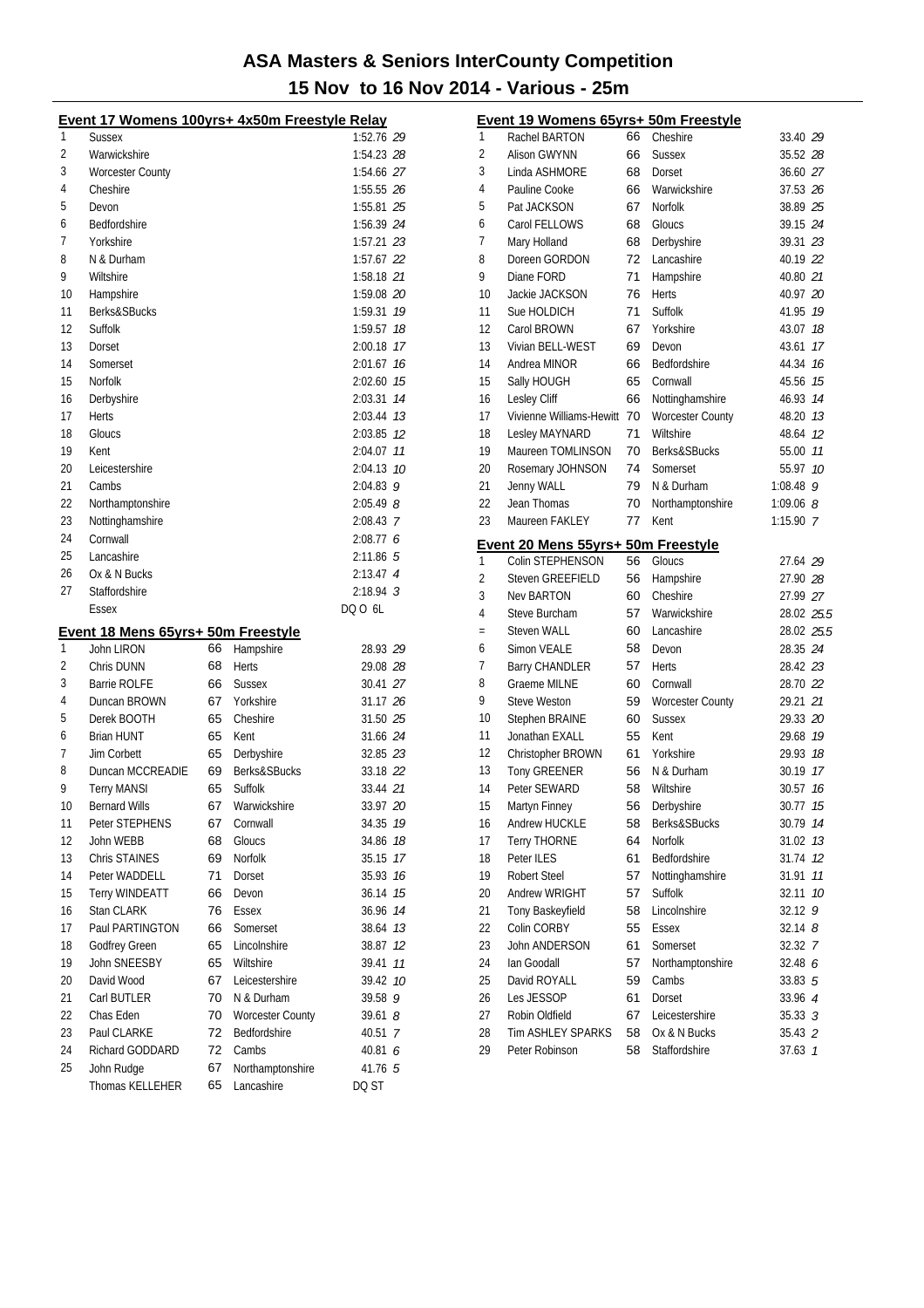# ASA Masters & Seniors InterCounty Competition

## 15 Nov to 16 Nov 2014 - Various - 25m

### Event 17 Womens 100yrs+ 4x50m Freestyle Relay

| Place | Team | Time | Points |
|---|---|---|---|
| 1 | Sussex | 1:52.76 | 29 |
| 2 | Warwickshire | 1:54.23 | 28 |
| 3 | Worcester County | 1:54.66 | 27 |
| 4 | Cheshire | 1:55.55 | 26 |
| 5 | Devon | 1:55.81 | 25 |
| 6 | Bedfordshire | 1:56.39 | 24 |
| 7 | Yorkshire | 1:57.21 | 23 |
| 8 | N & Durham | 1:57.67 | 22 |
| 9 | Wiltshire | 1:58.18 | 21 |
| 10 | Hampshire | 1:59.08 | 20 |
| 11 | Berks&SBucks | 1:59.31 | 19 |
| 12 | Suffolk | 1:59.57 | 18 |
| 13 | Dorset | 2:00.18 | 17 |
| 14 | Somerset | 2:01.67 | 16 |
| 15 | Norfolk | 2:02.60 | 15 |
| 16 | Derbyshire | 2:03.31 | 14 |
| 17 | Herts | 2:03.44 | 13 |
| 18 | Gloucs | 2:03.85 | 12 |
| 19 | Kent | 2:04.07 | 11 |
| 20 | Leicestershire | 2:04.13 | 10 |
| 21 | Cambs | 2:04.83 | 9 |
| 22 | Northamptonshire | 2:05.49 | 8 |
| 23 | Nottinghamshire | 2:08.43 | 7 |
| 24 | Cornwall | 2:08.77 | 6 |
| 25 | Lancashire | 2:11.86 | 5 |
| 26 | Ox & N Bucks | 2:13.47 | 4 |
| 27 | Staffordshire | 2:18.94 | 3 |
| | Essex | DQ O 6L | |

### Event 18 Mens 65yrs+ 50m Freestyle

| Place | Name | Age | County | Time | Points |
|---|---|---|---|---|---|
| 1 | John LIRON | 66 | Hampshire | 28.93 | 29 |
| 2 | Chris DUNN | 68 | Herts | 29.08 | 28 |
| 3 | Barrie ROLFE | 66 | Sussex | 30.41 | 27 |
| 4 | Duncan BROWN | 67 | Yorkshire | 31.17 | 26 |
| 5 | Derek BOOTH | 65 | Cheshire | 31.50 | 25 |
| 6 | Brian HUNT | 65 | Kent | 31.66 | 24 |
| 7 | Jim Corbett | 65 | Derbyshire | 32.85 | 23 |
| 8 | Duncan MCCREADIE | 69 | Berks&SBucks | 33.18 | 22 |
| 9 | Terry MANSI | 65 | Suffolk | 33.44 | 21 |
| 10 | Bernard Wills | 67 | Warwickshire | 33.97 | 20 |
| 11 | Peter STEPHENS | 67 | Cornwall | 34.35 | 19 |
| 12 | John WEBB | 68 | Gloucs | 34.86 | 18 |
| 13 | Chris STAINES | 69 | Norfolk | 35.15 | 17 |
| 14 | Peter WADDELL | 71 | Dorset | 35.93 | 16 |
| 15 | Terry WINDEATT | 66 | Devon | 36.14 | 15 |
| 16 | Stan CLARK | 76 | Essex | 36.96 | 14 |
| 17 | Paul PARTINGTON | 66 | Somerset | 38.64 | 13 |
| 18 | Godfrey Green | 65 | Lincolnshire | 38.87 | 12 |
| 19 | John SNEESBY | 65 | Wiltshire | 39.41 | 11 |
| 20 | David Wood | 67 | Leicestershire | 39.42 | 10 |
| 21 | Carl BUTLER | 70 | N & Durham | 39.58 | 9 |
| 22 | Chas Eden | 70 | Worcester County | 39.61 | 8 |
| 23 | Paul CLARKE | 72 | Bedfordshire | 40.51 | 7 |
| 24 | Richard GODDARD | 72 | Cambs | 40.81 | 6 |
| 25 | John Rudge | 67 | Northamptonshire | 41.76 | 5 |
| | Thomas KELLEHER | 65 | Lancashire | DQ ST | |

### Event 19 Womens 65yrs+ 50m Freestyle

| Place | Name | Age | County | Time | Points |
|---|---|---|---|---|---|
| 1 | Rachel BARTON | 66 | Cheshire | 33.40 | 29 |
| 2 | Alison GWYNN | 66 | Sussex | 35.52 | 28 |
| 3 | Linda ASHMORE | 68 | Dorset | 36.60 | 27 |
| 4 | Pauline Cooke | 66 | Warwickshire | 37.53 | 26 |
| 5 | Pat JACKSON | 67 | Norfolk | 38.89 | 25 |
| 6 | Carol FELLOWS | 68 | Gloucs | 39.15 | 24 |
| 7 | Mary Holland | 68 | Derbyshire | 39.31 | 23 |
| 8 | Doreen GORDON | 72 | Lancashire | 40.19 | 22 |
| 9 | Diane FORD | 71 | Hampshire | 40.80 | 21 |
| 10 | Jackie JACKSON | 76 | Herts | 40.97 | 20 |
| 11 | Sue HOLDICH | 71 | Suffolk | 41.95 | 19 |
| 12 | Carol BROWN | 67 | Yorkshire | 43.07 | 18 |
| 13 | Vivian BELL-WEST | 69 | Devon | 43.61 | 17 |
| 14 | Andrea MINOR | 66 | Bedfordshire | 44.34 | 16 |
| 15 | Sally HOUGH | 65 | Cornwall | 45.56 | 15 |
| 16 | Lesley Cliff | 66 | Nottinghamshire | 46.93 | 14 |
| 17 | Vivienne Williams-Hewitt | 70 | Worcester County | 48.20 | 13 |
| 18 | Lesley MAYNARD | 71 | Wiltshire | 48.64 | 12 |
| 19 | Maureen TOMLINSON | 70 | Berks&SBucks | 55.00 | 11 |
| 20 | Rosemary JOHNSON | 74 | Somerset | 55.97 | 10 |
| 21 | Jenny WALL | 79 | N & Durham | 1:08.48 | 9 |
| 22 | Jean Thomas | 70 | Northamptonshire | 1:09.06 | 8 |
| 23 | Maureen FAKLEY | 77 | Kent | 1:15.90 | 7 |

### Event 20 Mens 55yrs+ 50m Freestyle

| Place | Name | Age | County | Time | Points |
|---|---|---|---|---|---|
| 1 | Colin STEPHENSON | 56 | Gloucs | 27.64 | 29 |
| 2 | Steven GREEFIELD | 56 | Hampshire | 27.90 | 28 |
| 3 | Nev BARTON | 60 | Cheshire | 27.99 | 27 |
| 4 | Steve Burcham | 57 | Warwickshire | 28.02 | 25.5 |
| = | Steven WALL | 60 | Lancashire | 28.02 | 25.5 |
| 6 | Simon VEALE | 58 | Devon | 28.35 | 24 |
| 7 | Barry CHANDLER | 57 | Herts | 28.42 | 23 |
| 8 | Graeme MILNE | 60 | Cornwall | 28.70 | 22 |
| 9 | Steve Weston | 59 | Worcester County | 29.21 | 21 |
| 10 | Stephen BRAINE | 60 | Sussex | 29.33 | 20 |
| 11 | Jonathan EXALL | 55 | Kent | 29.68 | 19 |
| 12 | Christopher BROWN | 61 | Yorkshire | 29.93 | 18 |
| 13 | Tony GREENER | 56 | N & Durham | 30.19 | 17 |
| 14 | Peter SEWARD | 58 | Wiltshire | 30.57 | 16 |
| 15 | Martyn Finney | 56 | Derbyshire | 30.77 | 15 |
| 16 | Andrew HUCKLE | 58 | Berks&SBucks | 30.79 | 14 |
| 17 | Terry THORNE | 64 | Norfolk | 31.02 | 13 |
| 18 | Peter ILES | 61 | Bedfordshire | 31.74 | 12 |
| 19 | Robert Steel | 57 | Nottinghamshire | 31.91 | 11 |
| 20 | Andrew WRIGHT | 57 | Suffolk | 32.11 | 10 |
| 21 | Tony Baskeyfield | 58 | Lincolnshire | 32.12 | 9 |
| 22 | Colin CORBY | 55 | Essex | 32.14 | 8 |
| 23 | John ANDERSON | 61 | Somerset | 32.32 | 7 |
| 24 | Ian Goodall | 57 | Northamptonshire | 32.48 | 6 |
| 25 | David ROYALL | 59 | Cambs | 33.83 | 5 |
| 26 | Les JESSOP | 61 | Dorset | 33.96 | 4 |
| 27 | Robin Oldfield | 67 | Leicestershire | 35.33 | 3 |
| 28 | Tim ASHLEY SPARKS | 58 | Ox & N Bucks | 35.43 | 2 |
| 29 | Peter Robinson | 58 | Staffordshire | 37.63 | 1 |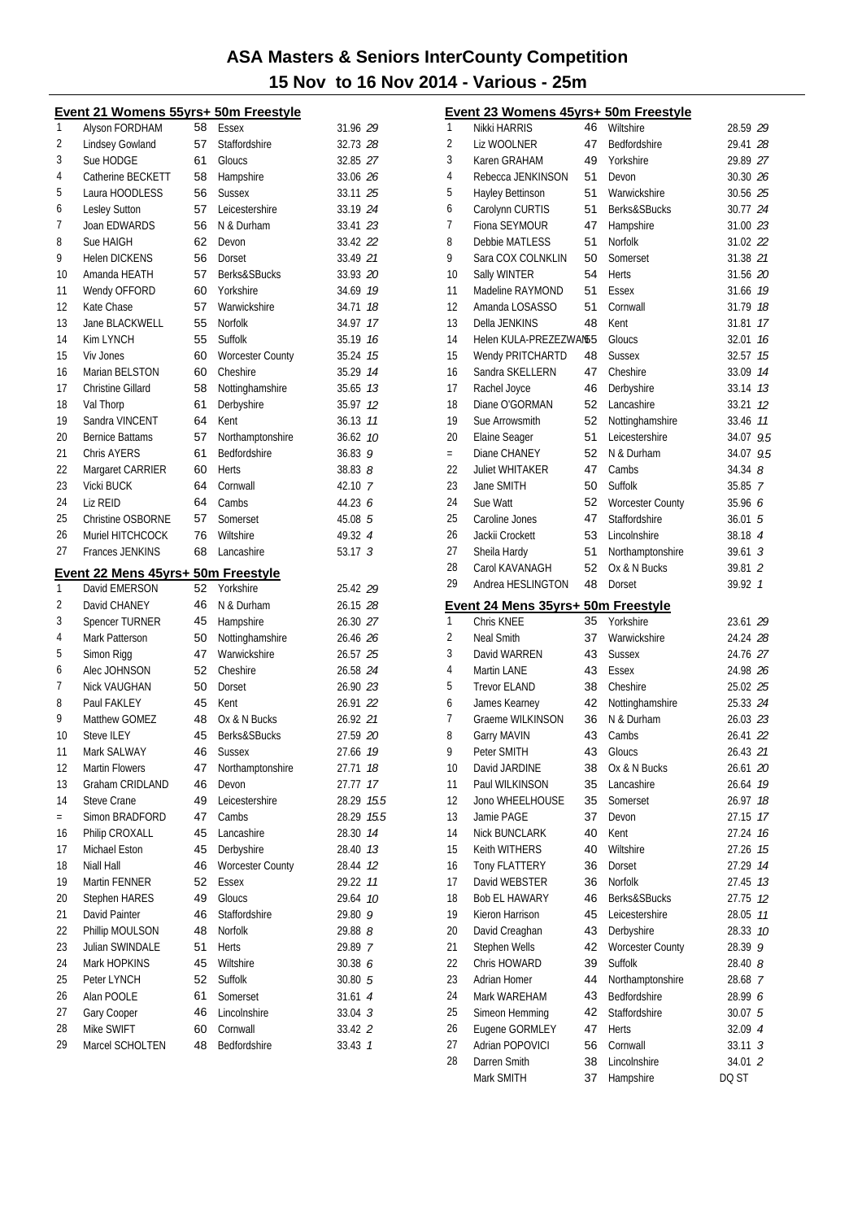# ASA Masters & Seniors InterCounty Competition

## 15 Nov to 16 Nov 2014 - Various - 25m

### Event 21 Womens 55yrs+ 50m Freestyle

| Place | Name | Age | County | Time | Points |
|---|---|---|---|---|---|
| 1 | Alyson FORDHAM | 58 | Essex | 31.96 | 29 |
| 2 | Lindsey Gowland | 57 | Staffordshire | 32.73 | 28 |
| 3 | Sue HODGE | 61 | Gloucs | 32.85 | 27 |
| 4 | Catherine BECKETT | 58 | Hampshire | 33.06 | 26 |
| 5 | Laura HOODLESS | 56 | Sussex | 33.11 | 25 |
| 6 | Lesley Sutton | 57 | Leicestershire | 33.19 | 24 |
| 7 | Joan EDWARDS | 56 | N & Durham | 33.41 | 23 |
| 8 | Sue HAIGH | 62 | Devon | 33.42 | 22 |
| 9 | Helen DICKENS | 56 | Dorset | 33.49 | 21 |
| 10 | Amanda HEATH | 57 | Berks&SBucks | 33.93 | 20 |
| 11 | Wendy OFFORD | 60 | Yorkshire | 34.69 | 19 |
| 12 | Kate Chase | 57 | Warwickshire | 34.71 | 18 |
| 13 | Jane BLACKWELL | 55 | Norfolk | 34.97 | 17 |
| 14 | Kim LYNCH | 55 | Suffolk | 35.19 | 16 |
| 15 | Viv Jones | 60 | Worcester County | 35.24 | 15 |
| 16 | Marian BELSTON | 60 | Cheshire | 35.29 | 14 |
| 17 | Christine Gillard | 58 | Nottinghamshire | 35.65 | 13 |
| 18 | Val Thorp | 61 | Derbyshire | 35.97 | 12 |
| 19 | Sandra VINCENT | 64 | Kent | 36.13 | 11 |
| 20 | Bernice Battams | 57 | Northamptonshire | 36.62 | 10 |
| 21 | Chris AYERS | 61 | Bedfordshire | 36.83 | 9 |
| 22 | Margaret CARRIER | 60 | Herts | 38.83 | 8 |
| 23 | Vicki BUCK | 64 | Cornwall | 42.10 | 7 |
| 24 | Liz REID | 64 | Cambs | 44.23 | 6 |
| 25 | Christine OSBORNE | 57 | Somerset | 45.08 | 5 |
| 26 | Muriel HITCHCOCK | 76 | Wiltshire | 49.32 | 4 |
| 27 | Frances JENKINS | 68 | Lancashire | 53.17 | 3 |

### Event 22 Mens 45yrs+ 50m Freestyle

| Place | Name | Age | County | Time | Points |
|---|---|---|---|---|---|
| 1 | David EMERSON | 52 | Yorkshire | 25.42 | 29 |
| 2 | David CHANEY | 46 | N & Durham | 26.15 | 28 |
| 3 | Spencer TURNER | 45 | Hampshire | 26.30 | 27 |
| 4 | Mark Patterson | 50 | Nottinghamshire | 26.46 | 26 |
| 5 | Simon Rigg | 47 | Warwickshire | 26.57 | 25 |
| 6 | Alec JOHNSON | 52 | Cheshire | 26.58 | 24 |
| 7 | Nick VAUGHAN | 50 | Dorset | 26.90 | 23 |
| 8 | Paul FAKLEY | 45 | Kent | 26.91 | 22 |
| 9 | Matthew GOMEZ | 48 | Ox & N Bucks | 26.92 | 21 |
| 10 | Steve ILEY | 45 | Berks&SBucks | 27.59 | 20 |
| 11 | Mark SALWAY | 46 | Sussex | 27.66 | 19 |
| 12 | Martin Flowers | 47 | Northamptonshire | 27.71 | 18 |
| 13 | Graham CRIDLAND | 46 | Devon | 27.77 | 17 |
| 14 | Steve Crane | 49 | Leicestershire | 28.29 | 15.5 |
| = | Simon BRADFORD | 47 | Cambs | 28.29 | 15.5 |
| 16 | Philip CROXALL | 45 | Lancashire | 28.30 | 14 |
| 17 | Michael Eston | 45 | Derbyshire | 28.40 | 13 |
| 18 | Niall Hall | 46 | Worcester County | 28.44 | 12 |
| 19 | Martin FENNER | 52 | Essex | 29.22 | 11 |
| 20 | Stephen HARES | 49 | Gloucs | 29.64 | 10 |
| 21 | David Painter | 46 | Staffordshire | 29.80 | 9 |
| 22 | Phillip MOULSON | 48 | Norfolk | 29.88 | 8 |
| 23 | Julian SWINDALE | 51 | Herts | 29.89 | 7 |
| 24 | Mark HOPKINS | 45 | Wiltshire | 30.38 | 6 |
| 25 | Peter LYNCH | 52 | Suffolk | 30.80 | 5 |
| 26 | Alan POOLE | 61 | Somerset | 31.61 | 4 |
| 27 | Gary Cooper | 46 | Lincolnshire | 33.04 | 3 |
| 28 | Mike SWIFT | 60 | Cornwall | 33.42 | 2 |
| 29 | Marcel SCHOLTEN | 48 | Bedfordshire | 33.43 | 1 |

### Event 23 Womens 45yrs+ 50m Freestyle

| Place | Name | Age | County | Time | Points |
|---|---|---|---|---|---|
| 1 | Nikki HARRIS | 46 | Wiltshire | 28.59 | 29 |
| 2 | Liz WOOLNER | 47 | Bedfordshire | 29.41 | 28 |
| 3 | Karen GRAHAM | 49 | Yorkshire | 29.89 | 27 |
| 4 | Rebecca JENKINSON | 51 | Devon | 30.30 | 26 |
| 5 | Hayley Bettinson | 51 | Warwickshire | 30.56 | 25 |
| 6 | Carolynn CURTIS | 51 | Berks&SBucks | 30.77 | 24 |
| 7 | Fiona SEYMOUR | 47 | Hampshire | 31.00 | 23 |
| 8 | Debbie MATLESS | 51 | Norfolk | 31.02 | 22 |
| 9 | Sara COX COLNKLIN | 50 | Somerset | 31.38 | 21 |
| 10 | Sally WINTER | 54 | Herts | 31.56 | 20 |
| 11 | Madeline RAYMOND | 51 | Essex | 31.66 | 19 |
| 12 | Amanda LOSASSO | 51 | Cornwall | 31.79 | 18 |
| 13 | Della JENKINS | 48 | Kent | 31.81 | 17 |
| 14 | Helen KULA-PREZEZWANS | 55 | Gloucs | 32.01 | 16 |
| 15 | Wendy PRITCHARTD | 48 | Sussex | 32.57 | 15 |
| 16 | Sandra SKELLERN | 47 | Cheshire | 33.09 | 14 |
| 17 | Rachel Joyce | 46 | Derbyshire | 33.14 | 13 |
| 18 | Diane O'GORMAN | 52 | Lancashire | 33.21 | 12 |
| 19 | Sue Arrowsmith | 52 | Nottinghamshire | 33.46 | 11 |
| 20 | Elaine Seager | 51 | Leicestershire | 34.07 | 9.5 |
| = | Diane CHANEY | 52 | N & Durham | 34.07 | 9.5 |
| 22 | Juliet WHITAKER | 47 | Cambs | 34.34 | 8 |
| 23 | Jane SMITH | 50 | Suffolk | 35.85 | 7 |
| 24 | Sue Watt | 52 | Worcester County | 35.96 | 6 |
| 25 | Caroline Jones | 47 | Staffordshire | 36.01 | 5 |
| 26 | Jackii Crockett | 53 | Lincolnshire | 38.18 | 4 |
| 27 | Sheila Hardy | 51 | Northamptonshire | 39.61 | 3 |
| 28 | Carol KAVANAGH | 52 | Ox & N Bucks | 39.81 | 2 |
| 29 | Andrea HESLINGTON | 48 | Dorset | 39.92 | 1 |

### Event 24 Mens 35yrs+ 50m Freestyle

| Place | Name | Age | County | Time | Points |
|---|---|---|---|---|---|
| 1 | Chris KNEE | 35 | Yorkshire | 23.61 | 29 |
| 2 | Neal Smith | 37 | Warwickshire | 24.24 | 28 |
| 3 | David WARREN | 43 | Sussex | 24.76 | 27 |
| 4 | Martin LANE | 43 | Essex | 24.98 | 26 |
| 5 | Trevor ELAND | 38 | Cheshire | 25.02 | 25 |
| 6 | James Kearney | 42 | Nottinghamshire | 25.33 | 24 |
| 7 | Graeme WILKINSON | 36 | N & Durham | 26.03 | 23 |
| 8 | Garry MAVIN | 43 | Cambs | 26.41 | 22 |
| 9 | Peter SMITH | 43 | Gloucs | 26.43 | 21 |
| 10 | David JARDINE | 38 | Ox & N Bucks | 26.61 | 20 |
| 11 | Paul WILKINSON | 35 | Lancashire | 26.64 | 19 |
| 12 | Jono WHEELHOUSE | 35 | Somerset | 26.97 | 18 |
| 13 | Jamie PAGE | 37 | Devon | 27.15 | 17 |
| 14 | Nick BUNCLARK | 40 | Kent | 27.24 | 16 |
| 15 | Keith WITHERS | 40 | Wiltshire | 27.26 | 15 |
| 16 | Tony FLATTERY | 36 | Dorset | 27.29 | 14 |
| 17 | David WEBSTER | 36 | Norfolk | 27.45 | 13 |
| 18 | Bob EL HAWARY | 46 | Berks&SBucks | 27.75 | 12 |
| 19 | Kieron Harrison | 45 | Leicestershire | 28.05 | 11 |
| 20 | David Creaghan | 43 | Derbyshire | 28.33 | 10 |
| 21 | Stephen Wells | 42 | Worcester County | 28.39 | 9 |
| 22 | Chris HOWARD | 39 | Suffolk | 28.40 | 8 |
| 23 | Adrian Homer | 44 | Northamptonshire | 28.68 | 7 |
| 24 | Mark WAREHAM | 43 | Bedfordshire | 28.99 | 6 |
| 25 | Simeon Hemming | 42 | Staffordshire | 30.07 | 5 |
| 26 | Eugene GORMLEY | 47 | Herts | 32.09 | 4 |
| 27 | Adrian POPOVICI | 56 | Cornwall | 33.11 | 3 |
| 28 | Darren Smith | 38 | Lincolnshire | 34.01 | 2 |
| | Mark SMITH | 37 | Hampshire | DQ ST | |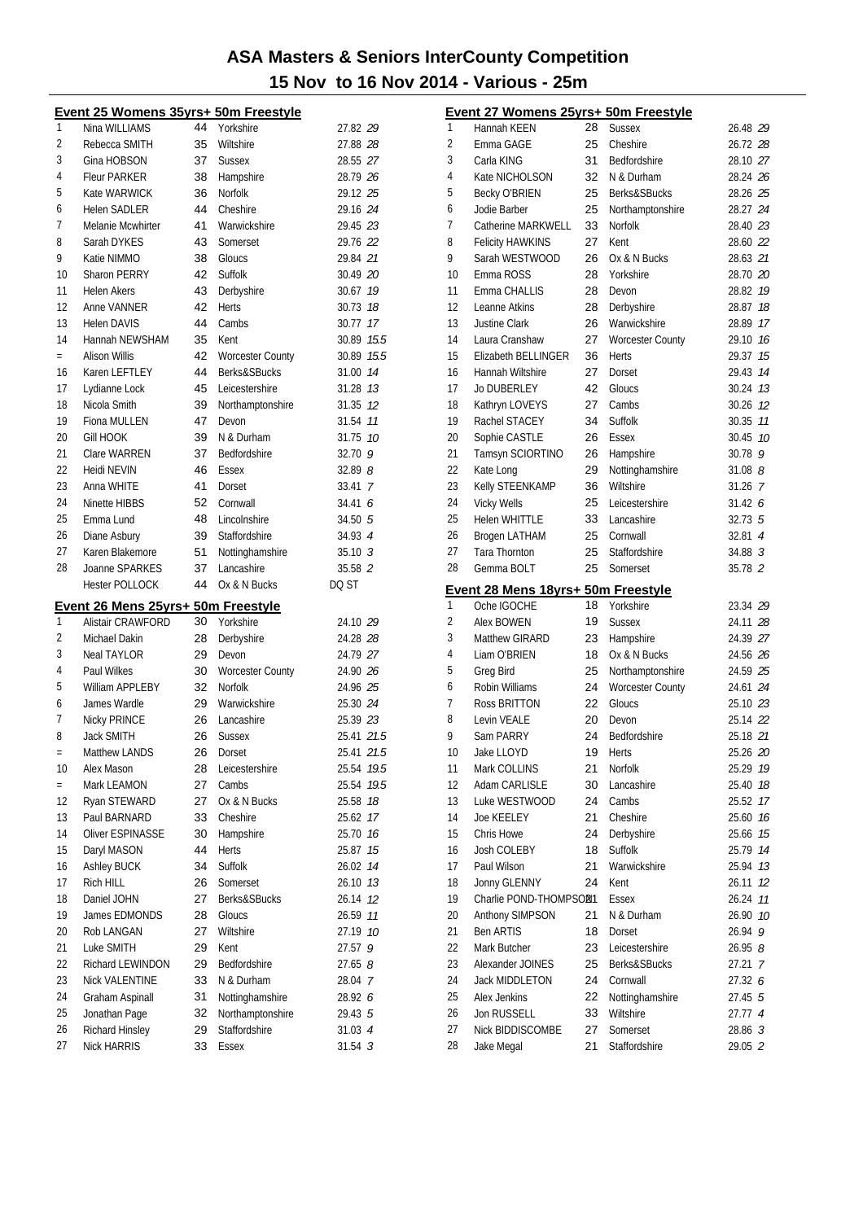# ASA Masters & Seniors InterCounty Competition

## 15 Nov to 16 Nov 2014 - Various - 25m

### Event 25 Womens 35yrs+ 50m Freestyle

| Place | Name | Age | County | Time | Points |
|---|---|---|---|---|---|
| 1 | Nina WILLIAMS | 44 | Yorkshire | 27.82 | 29 |
| 2 | Rebecca SMITH | 35 | Wiltshire | 27.88 | 28 |
| 3 | Gina HOBSON | 37 | Sussex | 28.55 | 27 |
| 4 | Fleur PARKER | 38 | Hampshire | 28.79 | 26 |
| 5 | Kate WARWICK | 36 | Norfolk | 29.12 | 25 |
| 6 | Helen SADLER | 44 | Cheshire | 29.16 | 24 |
| 7 | Melanie Mcwhirter | 41 | Warwickshire | 29.45 | 23 |
| 8 | Sarah DYKES | 43 | Somerset | 29.76 | 22 |
| 9 | Katie NIMMO | 38 | Gloucs | 29.84 | 21 |
| 10 | Sharon PERRY | 42 | Suffolk | 30.49 | 20 |
| 11 | Helen Akers | 43 | Derbyshire | 30.67 | 19 |
| 12 | Anne VANNER | 42 | Herts | 30.73 | 18 |
| 13 | Helen DAVIS | 44 | Cambs | 30.77 | 17 |
| 14 | Hannah NEWSHAM | 35 | Kent | 30.89 | 15.5 |
| = | Alison Willis | 42 | Worcester County | 30.89 | 15.5 |
| 16 | Karen LEFTLEY | 44 | Berks&SBucks | 31.00 | 14 |
| 17 | Lydianne Lock | 45 | Leicestershire | 31.28 | 13 |
| 18 | Nicola Smith | 39 | Northamptonshire | 31.35 | 12 |
| 19 | Fiona MULLEN | 47 | Devon | 31.54 | 11 |
| 20 | Gill HOOK | 39 | N & Durham | 31.75 | 10 |
| 21 | Clare WARREN | 37 | Bedfordshire | 32.70 | 9 |
| 22 | Heidi NEVIN | 46 | Essex | 32.89 | 8 |
| 23 | Anna WHITE | 41 | Dorset | 33.41 | 7 |
| 24 | Ninette HIBBS | 52 | Cornwall | 34.41 | 6 |
| 25 | Emma Lund | 48 | Lincolnshire | 34.50 | 5 |
| 26 | Diane Asbury | 39 | Staffordshire | 34.93 | 4 |
| 27 | Karen Blakemore | 51 | Nottinghamshire | 35.10 | 3 |
| 28 | Joanne SPARKES | 37 | Lancashire | 35.58 | 2 |
| | Hester POLLOCK | 44 | Ox & N Bucks | DQ ST | |

### Event 26 Mens 25yrs+ 50m Freestyle

| Place | Name | Age | County | Time | Points |
|---|---|---|---|---|---|
| 1 | Alistair CRAWFORD | 30 | Yorkshire | 24.10 | 29 |
| 2 | Michael Dakin | 28 | Derbyshire | 24.28 | 28 |
| 3 | Neal TAYLOR | 29 | Devon | 24.79 | 27 |
| 4 | Paul Wilkes | 30 | Worcester County | 24.90 | 26 |
| 5 | William APPLEBY | 32 | Norfolk | 24.96 | 25 |
| 6 | James Wardle | 29 | Warwickshire | 25.30 | 24 |
| 7 | Nicky PRINCE | 26 | Lancashire | 25.39 | 23 |
| 8 | Jack SMITH | 26 | Sussex | 25.41 | 21.5 |
| = | Matthew LANDS | 26 | Dorset | 25.41 | 21.5 |
| 10 | Alex Mason | 28 | Leicestershire | 25.54 | 19.5 |
| = | Mark LEAMON | 27 | Cambs | 25.54 | 19.5 |
| 12 | Ryan STEWARD | 27 | Ox & N Bucks | 25.58 | 18 |
| 13 | Paul BARNARD | 33 | Cheshire | 25.62 | 17 |
| 14 | Oliver ESPINASSE | 30 | Hampshire | 25.70 | 16 |
| 15 | Daryl MASON | 44 | Herts | 25.87 | 15 |
| 16 | Ashley BUCK | 34 | Suffolk | 26.02 | 14 |
| 17 | Rich HILL | 26 | Somerset | 26.10 | 13 |
| 18 | Daniel JOHN | 27 | Berks&SBucks | 26.14 | 12 |
| 19 | James EDMONDS | 28 | Gloucs | 26.59 | 11 |
| 20 | Rob LANGAN | 27 | Wiltshire | 27.19 | 10 |
| 21 | Luke SMITH | 29 | Kent | 27.57 | 9 |
| 22 | Richard LEWINDON | 29 | Bedfordshire | 27.65 | 8 |
| 23 | Nick VALENTINE | 33 | N & Durham | 28.04 | 7 |
| 24 | Graham Aspinall | 31 | Nottinghamshire | 28.92 | 6 |
| 25 | Jonathan Page | 32 | Northamptonshire | 29.43 | 5 |
| 26 | Richard Hinsley | 29 | Staffordshire | 31.03 | 4 |
| 27 | Nick HARRIS | 33 | Essex | 31.54 | 3 |

### Event 27 Womens 25yrs+ 50m Freestyle

| Place | Name | Age | County | Time | Points |
|---|---|---|---|---|---|
| 1 | Hannah KEEN | 28 | Sussex | 26.48 | 29 |
| 2 | Emma GAGE | 25 | Cheshire | 26.72 | 28 |
| 3 | Carla KING | 31 | Bedfordshire | 28.10 | 27 |
| 4 | Kate NICHOLSON | 32 | N & Durham | 28.24 | 26 |
| 5 | Becky O'BRIEN | 25 | Berks&SBucks | 28.26 | 25 |
| 6 | Jodie Barber | 25 | Northamptonshire | 28.27 | 24 |
| 7 | Catherine MARKWELL | 33 | Norfolk | 28.40 | 23 |
| 8 | Felicity HAWKINS | 27 | Kent | 28.60 | 22 |
| 9 | Sarah WESTWOOD | 26 | Ox & N Bucks | 28.63 | 21 |
| 10 | Emma ROSS | 28 | Yorkshire | 28.70 | 20 |
| 11 | Emma CHALLIS | 28 | Devon | 28.82 | 19 |
| 12 | Leanne Atkins | 28 | Derbyshire | 28.87 | 18 |
| 13 | Justine Clark | 26 | Warwickshire | 28.89 | 17 |
| 14 | Laura Cranshaw | 27 | Worcester County | 29.10 | 16 |
| 15 | Elizabeth BELLINGER | 36 | Herts | 29.37 | 15 |
| 16 | Hannah Wiltshire | 27 | Dorset | 29.43 | 14 |
| 17 | Jo DUBERLEY | 42 | Gloucs | 30.24 | 13 |
| 18 | Kathryn LOVEYS | 27 | Cambs | 30.26 | 12 |
| 19 | Rachel STACEY | 34 | Suffolk | 30.35 | 11 |
| 20 | Sophie CASTLE | 26 | Essex | 30.45 | 10 |
| 21 | Tamsyn SCIORTINO | 26 | Hampshire | 30.78 | 9 |
| 22 | Kate Long | 29 | Nottinghamshire | 31.08 | 8 |
| 23 | Kelly STEENKAMP | 36 | Wiltshire | 31.26 | 7 |
| 24 | Vicky Wells | 25 | Leicestershire | 31.42 | 6 |
| 25 | Helen WHITTLE | 33 | Lancashire | 32.73 | 5 |
| 26 | Brogen LATHAM | 25 | Cornwall | 32.81 | 4 |
| 27 | Tara Thornton | 25 | Staffordshire | 34.88 | 3 |
| 28 | Gemma BOLT | 25 | Somerset | 35.78 | 2 |

### Event 28 Mens 18yrs+ 50m Freestyle

| Place | Name | Age | County | Time | Points |
|---|---|---|---|---|---|
| 1 | Oche IGOCHE | 18 | Yorkshire | 23.34 | 29 |
| 2 | Alex BOWEN | 19 | Sussex | 24.11 | 28 |
| 3 | Matthew GIRARD | 23 | Hampshire | 24.39 | 27 |
| 4 | Liam O'BRIEN | 18 | Ox & N Bucks | 24.56 | 26 |
| 5 | Greg Bird | 25 | Northamptonshire | 24.59 | 25 |
| 6 | Robin Williams | 24 | Worcester County | 24.61 | 24 |
| 7 | Ross BRITTON | 22 | Gloucs | 25.10 | 23 |
| 8 | Levin VEALE | 20 | Devon | 25.14 | 22 |
| 9 | Sam PARRY | 24 | Bedfordshire | 25.18 | 21 |
| 10 | Jake LLOYD | 19 | Herts | 25.26 | 20 |
| 11 | Mark COLLINS | 21 | Norfolk | 25.29 | 19 |
| 12 | Adam CARLISLE | 30 | Lancashire | 25.40 | 18 |
| 13 | Luke WESTWOOD | 24 | Cambs | 25.52 | 17 |
| 14 | Joe KEELEY | 21 | Cheshire | 25.60 | 16 |
| 15 | Chris Howe | 24 | Derbyshire | 25.66 | 15 |
| 16 | Josh COLEBY | 18 | Suffolk | 25.79 | 14 |
| 17 | Paul Wilson | 21 | Warwickshire | 25.94 | 13 |
| 18 | Jonny GLENNY | 24 | Kent | 26.11 | 12 |
| 19 | Charlie POND-THOMPSON | 21 | Essex | 26.24 | 11 |
| 20 | Anthony SIMPSON | 21 | N & Durham | 26.90 | 10 |
| 21 | Ben ARTIS | 18 | Dorset | 26.94 | 9 |
| 22 | Mark Butcher | 23 | Leicestershire | 26.95 | 8 |
| 23 | Alexander JOINES | 25 | Berks&SBucks | 27.21 | 7 |
| 24 | Jack MIDDLETON | 24 | Cornwall | 27.32 | 6 |
| 25 | Alex Jenkins | 22 | Nottinghamshire | 27.45 | 5 |
| 26 | Jon RUSSELL | 33 | Wiltshire | 27.77 | 4 |
| 27 | Nick BIDDISCOMBE | 27 | Somerset | 28.86 | 3 |
| 28 | Jake Megal | 21 | Staffordshire | 29.05 | 2 |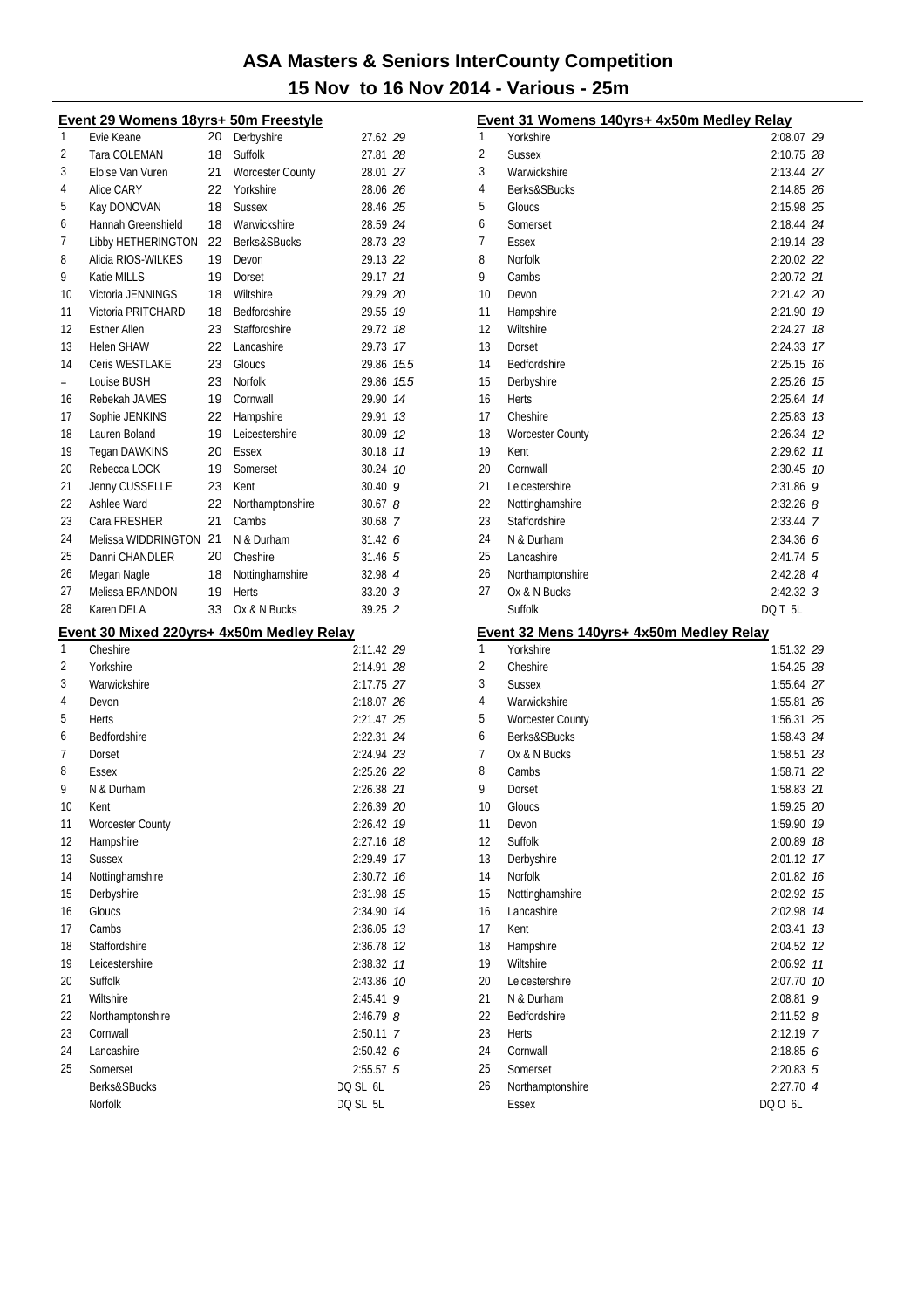# ASA Masters & Seniors InterCounty Competition

## 15 Nov to 16 Nov 2014 - Various - 25m

### Event 29 Womens 18yrs+ 50m Freestyle

| | Name | Age | Team | Time | Points |
|---|---|---|---|---|---|
| 1 | Evie Keane | 20 | Derbyshire | 27.62 | 29 |
| 2 | Tara COLEMAN | 18 | Suffolk | 27.81 | 28 |
| 3 | Eloise Van Vuren | 21 | Worcester County | 28.01 | 27 |
| 4 | Alice CARY | 22 | Yorkshire | 28.06 | 26 |
| 5 | Kay DONOVAN | 18 | Sussex | 28.46 | 25 |
| 6 | Hannah Greenshield | 18 | Warwickshire | 28.59 | 24 |
| 7 | Libby HETHERINGTON | 22 | Berks&SBucks | 28.73 | 23 |
| 8 | Alicia RIOS-WILKES | 19 | Devon | 29.13 | 22 |
| 9 | Katie MILLS | 19 | Dorset | 29.17 | 21 |
| 10 | Victoria JENNINGS | 18 | Wiltshire | 29.29 | 20 |
| 11 | Victoria PRITCHARD | 18 | Bedfordshire | 29.55 | 19 |
| 12 | Esther Allen | 23 | Staffordshire | 29.72 | 18 |
| 13 | Helen SHAW | 22 | Lancashire | 29.73 | 17 |
| 14 | Ceris WESTLAKE | 23 | Gloucs | 29.86 | 15.5 |
| = | Louise BUSH | 23 | Norfolk | 29.86 | 15.5 |
| 16 | Rebekah JAMES | 19 | Cornwall | 29.90 | 14 |
| 17 | Sophie JENKINS | 22 | Hampshire | 29.91 | 13 |
| 18 | Lauren Boland | 19 | Leicestershire | 30.09 | 12 |
| 19 | Tegan DAWKINS | 20 | Essex | 30.18 | 11 |
| 20 | Rebecca LOCK | 19 | Somerset | 30.24 | 10 |
| 21 | Jenny CUSSELLE | 23 | Kent | 30.40 | 9 |
| 22 | Ashlee Ward | 22 | Northamptonshire | 30.67 | 8 |
| 23 | Cara FRESHER | 21 | Cambs | 30.68 | 7 |
| 24 | Melissa WIDDRINGTON | 21 | N & Durham | 31.42 | 6 |
| 25 | Danni CHANDLER | 20 | Cheshire | 31.46 | 5 |
| 26 | Megan Nagle | 18 | Nottinghamshire | 32.98 | 4 |
| 27 | Melissa BRANDON | 19 | Herts | 33.20 | 3 |
| 28 | Karen DELA | 33 | Ox & N Bucks | 39.25 | 2 |

### Event 30 Mixed 220yrs+ 4x50m Medley Relay

| | Team | Time | Points |
|---|---|---|---|
| 1 | Cheshire | 2:11.42 | 29 |
| 2 | Yorkshire | 2:14.91 | 28 |
| 3 | Warwickshire | 2:17.75 | 27 |
| 4 | Devon | 2:18.07 | 26 |
| 5 | Herts | 2:21.47 | 25 |
| 6 | Bedfordshire | 2:22.31 | 24 |
| 7 | Dorset | 2:24.94 | 23 |
| 8 | Essex | 2:25.26 | 22 |
| 9 | N & Durham | 2:26.38 | 21 |
| 10 | Kent | 2:26.39 | 20 |
| 11 | Worcester County | 2:26.42 | 19 |
| 12 | Hampshire | 2:27.16 | 18 |
| 13 | Sussex | 2:29.49 | 17 |
| 14 | Nottinghamshire | 2:30.72 | 16 |
| 15 | Derbyshire | 2:31.98 | 15 |
| 16 | Gloucs | 2:34.90 | 14 |
| 17 | Cambs | 2:36.05 | 13 |
| 18 | Staffordshire | 2:36.78 | 12 |
| 19 | Leicestershire | 2:38.32 | 11 |
| 20 | Suffolk | 2:43.86 | 10 |
| 21 | Wiltshire | 2:45.41 | 9 |
| 22 | Northamptonshire | 2:46.79 | 8 |
| 23 | Cornwall | 2:50.11 | 7 |
| 24 | Lancashire | 2:50.42 | 6 |
| 25 | Somerset | 2:55.57 | 5 |
| | Berks&SBucks | DQ SL 6L | |
| | Norfolk | DQ SL 5L | |

### Event 31 Womens 140yrs+ 4x50m Medley Relay

| | Team | Time | Points |
|---|---|---|---|
| 1 | Yorkshire | 2:08.07 | 29 |
| 2 | Sussex | 2:10.75 | 28 |
| 3 | Warwickshire | 2:13.44 | 27 |
| 4 | Berks&SBucks | 2:14.85 | 26 |
| 5 | Gloucs | 2:15.98 | 25 |
| 6 | Somerset | 2:18.44 | 24 |
| 7 | Essex | 2:19.14 | 23 |
| 8 | Norfolk | 2:20.02 | 22 |
| 9 | Cambs | 2:20.72 | 21 |
| 10 | Devon | 2:21.42 | 20 |
| 11 | Hampshire | 2:21.90 | 19 |
| 12 | Wiltshire | 2:24.27 | 18 |
| 13 | Dorset | 2:24.33 | 17 |
| 14 | Bedfordshire | 2:25.15 | 16 |
| 15 | Derbyshire | 2:25.26 | 15 |
| 16 | Herts | 2:25.64 | 14 |
| 17 | Cheshire | 2:25.83 | 13 |
| 18 | Worcester County | 2:26.34 | 12 |
| 19 | Kent | 2:29.62 | 11 |
| 20 | Cornwall | 2:30.45 | 10 |
| 21 | Leicestershire | 2:31.86 | 9 |
| 22 | Nottinghamshire | 2:32.26 | 8 |
| 23 | Staffordshire | 2:33.44 | 7 |
| 24 | N & Durham | 2:34.36 | 6 |
| 25 | Lancashire | 2:41.74 | 5 |
| 26 | Northamptonshire | 2:42.28 | 4 |
| 27 | Ox & N Bucks | 2:42.32 | 3 |
| | Suffolk | DQ T 5L | |

### Event 32 Mens 140yrs+ 4x50m Medley Relay

| | Team | Time | Points |
|---|---|---|---|
| 1 | Yorkshire | 1:51.32 | 29 |
| 2 | Cheshire | 1:54.25 | 28 |
| 3 | Sussex | 1:55.64 | 27 |
| 4 | Warwickshire | 1:55.81 | 26 |
| 5 | Worcester County | 1:56.31 | 25 |
| 6 | Berks&SBucks | 1:58.43 | 24 |
| 7 | Ox & N Bucks | 1:58.51 | 23 |
| 8 | Cambs | 1:58.71 | 22 |
| 9 | Dorset | 1:58.83 | 21 |
| 10 | Gloucs | 1:59.25 | 20 |
| 11 | Devon | 1:59.90 | 19 |
| 12 | Suffolk | 2:00.89 | 18 |
| 13 | Derbyshire | 2:01.12 | 17 |
| 14 | Norfolk | 2:01.82 | 16 |
| 15 | Nottinghamshire | 2:02.92 | 15 |
| 16 | Lancashire | 2:02.98 | 14 |
| 17 | Kent | 2:03.41 | 13 |
| 18 | Hampshire | 2:04.52 | 12 |
| 19 | Wiltshire | 2:06.92 | 11 |
| 20 | Leicestershire | 2:07.70 | 10 |
| 21 | N & Durham | 2:08.81 | 9 |
| 22 | Bedfordshire | 2:11.52 | 8 |
| 23 | Herts | 2:12.19 | 7 |
| 24 | Cornwall | 2:18.85 | 6 |
| 25 | Somerset | 2:20.83 | 5 |
| 26 | Northamptonshire | 2:27.70 | 4 |
| | Essex | DQ O 6L | |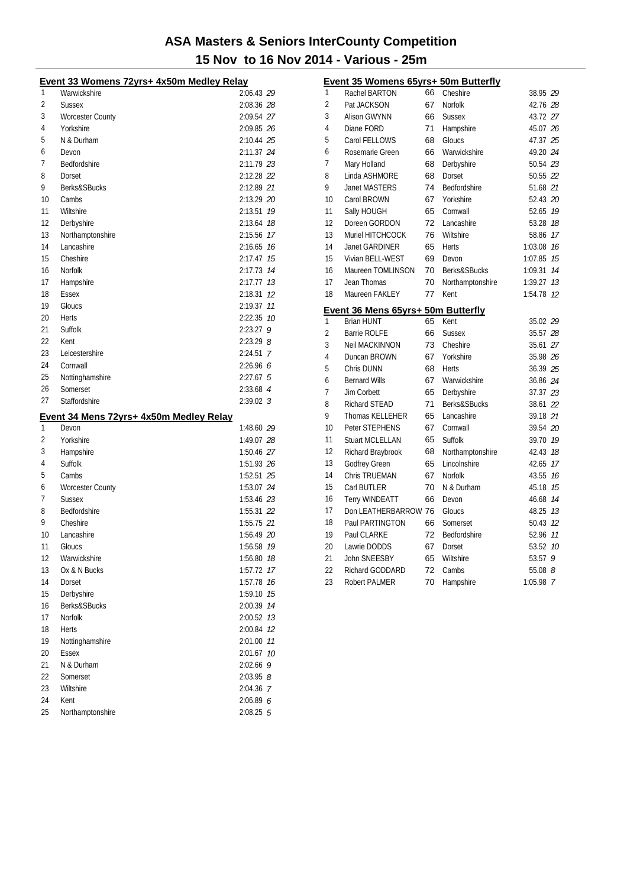# ASA Masters & Seniors InterCounty Competition

## 15 Nov to 16 Nov 2014 - Various - 25m

### Event 33 Womens 72yrs+ 4x50m Medley Relay

| Place | Team | Time | Points |
|---|---|---|---|
| 1 | Warwickshire | 2:06.43 | 29 |
| 2 | Sussex | 2:08.36 | 28 |
| 3 | Worcester County | 2:09.54 | 27 |
| 4 | Yorkshire | 2:09.85 | 26 |
| 5 | N & Durham | 2:10.44 | 25 |
| 6 | Devon | 2:11.37 | 24 |
| 7 | Bedfordshire | 2:11.79 | 23 |
| 8 | Dorset | 2:12.28 | 22 |
| 9 | Berks&SBucks | 2:12.89 | 21 |
| 10 | Cambs | 2:13.29 | 20 |
| 11 | Wiltshire | 2:13.51 | 19 |
| 12 | Derbyshire | 2:13.64 | 18 |
| 13 | Northamptonshire | 2:15.56 | 17 |
| 14 | Lancashire | 2:16.65 | 16 |
| 15 | Cheshire | 2:17.47 | 15 |
| 16 | Norfolk | 2:17.73 | 14 |
| 17 | Hampshire | 2:17.77 | 13 |
| 18 | Essex | 2:18.31 | 12 |
| 19 | Gloucs | 2:19.37 | 11 |
| 20 | Herts | 2:22.35 | 10 |
| 21 | Suffolk | 2:23.27 | 9 |
| 22 | Kent | 2:23.29 | 8 |
| 23 | Leicestershire | 2:24.51 | 7 |
| 24 | Cornwall | 2:26.96 | 6 |
| 25 | Nottinghamshire | 2:27.67 | 5 |
| 26 | Somerset | 2:33.68 | 4 |
| 27 | Staffordshire | 2:39.02 | 3 |

### Event 34 Mens 72yrs+ 4x50m Medley Relay

| Place | Team | Time | Points |
|---|---|---|---|
| 1 | Devon | 1:48.60 | 29 |
| 2 | Yorkshire | 1:49.07 | 28 |
| 3 | Hampshire | 1:50.46 | 27 |
| 4 | Suffolk | 1:51.93 | 26 |
| 5 | Cambs | 1:52.51 | 25 |
| 6 | Worcester County | 1:53.07 | 24 |
| 7 | Sussex | 1:53.46 | 23 |
| 8 | Bedfordshire | 1:55.31 | 22 |
| 9 | Cheshire | 1:55.75 | 21 |
| 10 | Lancashire | 1:56.49 | 20 |
| 11 | Gloucs | 1:56.58 | 19 |
| 12 | Warwickshire | 1:56.80 | 18 |
| 13 | Ox & N Bucks | 1:57.72 | 17 |
| 14 | Dorset | 1:57.78 | 16 |
| 15 | Derbyshire | 1:59.10 | 15 |
| 16 | Berks&SBucks | 2:00.39 | 14 |
| 17 | Norfolk | 2:00.52 | 13 |
| 18 | Herts | 2:00.84 | 12 |
| 19 | Nottinghamshire | 2:01.00 | 11 |
| 20 | Essex | 2:01.67 | 10 |
| 21 | N & Durham | 2:02.66 | 9 |
| 22 | Somerset | 2:03.95 | 8 |
| 23 | Wiltshire | 2:04.36 | 7 |
| 24 | Kent | 2:06.89 | 6 |
| 25 | Northamptonshire | 2:08.25 | 5 |

### Event 35 Womens 65yrs+ 50m Butterfly

| Place | Name | Age | County | Time | Points |
|---|---|---|---|---|---|
| 1 | Rachel BARTON | 66 | Cheshire | 38.95 | 29 |
| 2 | Pat JACKSON | 67 | Norfolk | 42.76 | 28 |
| 3 | Alison GWYNN | 66 | Sussex | 43.72 | 27 |
| 4 | Diane FORD | 71 | Hampshire | 45.07 | 26 |
| 5 | Carol FELLOWS | 68 | Gloucs | 47.37 | 25 |
| 6 | Rosemarie Green | 66 | Warwickshire | 49.20 | 24 |
| 7 | Mary Holland | 68 | Derbyshire | 50.54 | 23 |
| 8 | Linda ASHMORE | 68 | Dorset | 50.55 | 22 |
| 9 | Janet MASTERS | 74 | Bedfordshire | 51.68 | 21 |
| 10 | Carol BROWN | 67 | Yorkshire | 52.43 | 20 |
| 11 | Sally HOUGH | 65 | Cornwall | 52.65 | 19 |
| 12 | Doreen GORDON | 72 | Lancashire | 53.28 | 18 |
| 13 | Muriel HITCHCOCK | 76 | Wiltshire | 58.86 | 17 |
| 14 | Janet GARDINER | 65 | Herts | 1:03.08 | 16 |
| 15 | Vivian BELL-WEST | 69 | Devon | 1:07.85 | 15 |
| 16 | Maureen TOMLINSON | 70 | Berks&SBucks | 1:09.31 | 14 |
| 17 | Jean Thomas | 70 | Northamptonshire | 1:39.27 | 13 |
| 18 | Maureen FAKLEY | 77 | Kent | 1:54.78 | 12 |

### Event 36 Mens 65yrs+ 50m Butterfly

| Place | Name | Age | County | Time | Points |
|---|---|---|---|---|---|
| 1 | Brian HUNT | 65 | Kent | 35.02 | 29 |
| 2 | Barrie ROLFE | 66 | Sussex | 35.57 | 28 |
| 3 | Neil MACKINNON | 73 | Cheshire | 35.61 | 27 |
| 4 | Duncan BROWN | 67 | Yorkshire | 35.98 | 26 |
| 5 | Chris DUNN | 68 | Herts | 36.39 | 25 |
| 6 | Bernard Wills | 67 | Warwickshire | 36.86 | 24 |
| 7 | Jim Corbett | 65 | Derbyshire | 37.37 | 23 |
| 8 | Richard STEAD | 71 | Berks&SBucks | 38.61 | 22 |
| 9 | Thomas KELLEHER | 65 | Lancashire | 39.18 | 21 |
| 10 | Peter STEPHENS | 67 | Cornwall | 39.54 | 20 |
| 11 | Stuart MCLELLAN | 65 | Suffolk | 39.70 | 19 |
| 12 | Richard Braybrook | 68 | Northamptonshire | 42.43 | 18 |
| 13 | Godfrey Green | 65 | Lincolnshire | 42.65 | 17 |
| 14 | Chris TRUEMAN | 67 | Norfolk | 43.55 | 16 |
| 15 | Carl BUTLER | 70 | N & Durham | 45.18 | 15 |
| 16 | Terry WINDEATT | 66 | Devon | 46.68 | 14 |
| 17 | Don LEATHERBARROW | 76 | Gloucs | 48.25 | 13 |
| 18 | Paul PARTINGTON | 66 | Somerset | 50.43 | 12 |
| 19 | Paul CLARKE | 72 | Bedfordshire | 52.96 | 11 |
| 20 | Lawrie DODDS | 67 | Dorset | 53.52 | 10 |
| 21 | John SNEESBY | 65 | Wiltshire | 53.57 | 9 |
| 22 | Richard GODDARD | 72 | Cambs | 55.08 | 8 |
| 23 | Robert PALMER | 70 | Hampshire | 1:05.98 | 7 |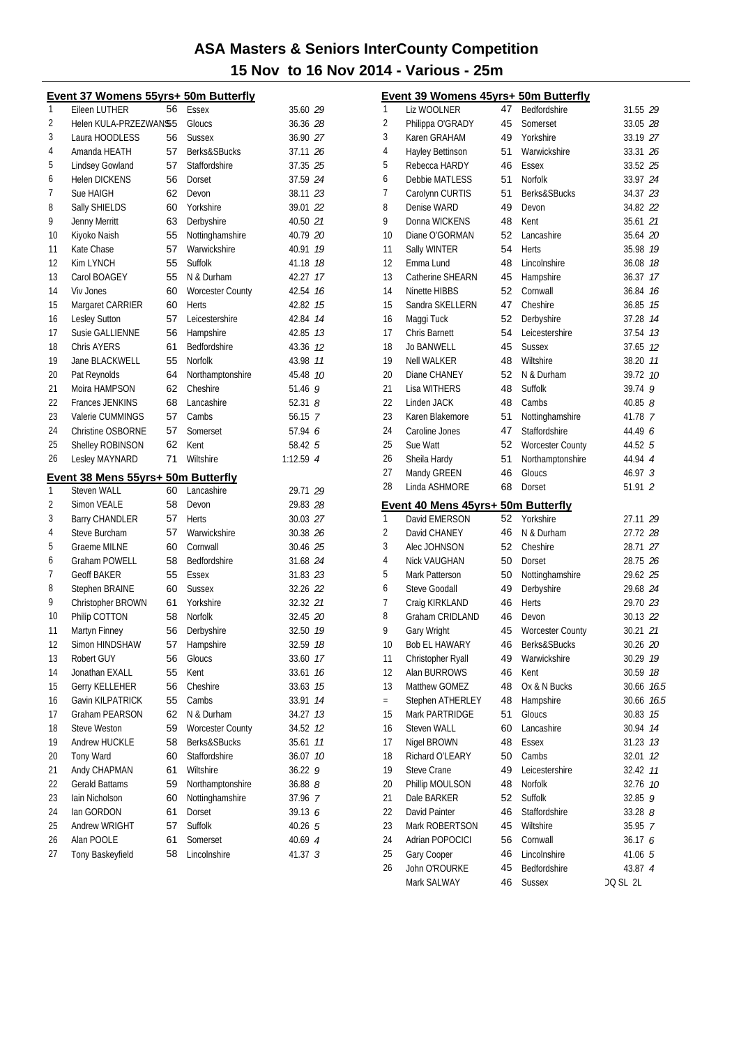# ASA Masters & Seniors InterCounty Competition

## 15 Nov to 16 Nov 2014 - Various - 25m

### Event 37 Womens 55yrs+ 50m Butterfly

| | | | | | |
|---|---|---|---|---|---|
| 1 | Eileen LUTHER | 56 | Essex | 35.60 | 29 |
| 2 | Helen KULA-PRZEZWANS | 55 | Gloucs | 36.36 | 28 |
| 3 | Laura HOODLESS | 56 | Sussex | 36.90 | 27 |
| 4 | Amanda HEATH | 57 | Berks&SBucks | 37.11 | 26 |
| 5 | Lindsey Gowland | 57 | Staffordshire | 37.35 | 25 |
| 6 | Helen DICKENS | 56 | Dorset | 37.59 | 24 |
| 7 | Sue HAIGH | 62 | Devon | 38.11 | 23 |
| 8 | Sally SHIELDS | 60 | Yorkshire | 39.01 | 22 |
| 9 | Jenny Merritt | 63 | Derbyshire | 40.50 | 21 |
| 10 | Kiyoko Naish | 55 | Nottinghamshire | 40.79 | 20 |
| 11 | Kate Chase | 57 | Warwickshire | 40.91 | 19 |
| 12 | Kim LYNCH | 55 | Suffolk | 41.18 | 18 |
| 13 | Carol BOAGEY | 55 | N & Durham | 42.27 | 17 |
| 14 | Viv Jones | 60 | Worcester County | 42.54 | 16 |
| 15 | Margaret CARRIER | 60 | Herts | 42.82 | 15 |
| 16 | Lesley Sutton | 57 | Leicestershire | 42.84 | 14 |
| 17 | Susie GALLIENNE | 56 | Hampshire | 42.85 | 13 |
| 18 | Chris AYERS | 61 | Bedfordshire | 43.36 | 12 |
| 19 | Jane BLACKWELL | 55 | Norfolk | 43.98 | 11 |
| 20 | Pat Reynolds | 64 | Northamptonshire | 45.48 | 10 |
| 21 | Moira HAMPSON | 62 | Cheshire | 51.46 | 9 |
| 22 | Frances JENKINS | 68 | Lancashire | 52.31 | 8 |
| 23 | Valerie CUMMINGS | 57 | Cambs | 56.15 | 7 |
| 24 | Christine OSBORNE | 57 | Somerset | 57.94 | 6 |
| 25 | Shelley ROBINSON | 62 | Kent | 58.42 | 5 |
| 26 | Lesley MAYNARD | 71 | Wiltshire | 1:12.59 | 4 |

### Event 38 Mens 55yrs+ 50m Butterfly

| | | | | | |
|---|---|---|---|---|---|
| 1 | Steven WALL | 60 | Lancashire | 29.71 | 29 |
| 2 | Simon VEALE | 58 | Devon | 29.83 | 28 |
| 3 | Barry CHANDLER | 57 | Herts | 30.03 | 27 |
| 4 | Steve Burcham | 57 | Warwickshire | 30.38 | 26 |
| 5 | Graeme MILNE | 60 | Cornwall | 30.46 | 25 |
| 6 | Graham POWELL | 58 | Bedfordshire | 31.68 | 24 |
| 7 | Geoff BAKER | 55 | Essex | 31.83 | 23 |
| 8 | Stephen BRAINE | 60 | Sussex | 32.26 | 22 |
| 9 | Christopher BROWN | 61 | Yorkshire | 32.32 | 21 |
| 10 | Philip COTTON | 58 | Norfolk | 32.45 | 20 |
| 11 | Martyn Finney | 56 | Derbyshire | 32.50 | 19 |
| 12 | Simon HINDSHAW | 57 | Hampshire | 32.59 | 18 |
| 13 | Robert GUY | 56 | Gloucs | 33.60 | 17 |
| 14 | Jonathan EXALL | 55 | Kent | 33.61 | 16 |
| 15 | Gerry KELLEHER | 56 | Cheshire | 33.63 | 15 |
| 16 | Gavin KILPATRICK | 55 | Cambs | 33.91 | 14 |
| 17 | Graham PEARSON | 62 | N & Durham | 34.27 | 13 |
| 18 | Steve Weston | 59 | Worcester County | 34.52 | 12 |
| 19 | Andrew HUCKLE | 58 | Berks&SBucks | 35.61 | 11 |
| 20 | Tony Ward | 60 | Staffordshire | 36.07 | 10 |
| 21 | Andy CHAPMAN | 61 | Wiltshire | 36.22 | 9 |
| 22 | Gerald Battams | 59 | Northamptonshire | 36.88 | 8 |
| 23 | Iain Nicholson | 60 | Nottinghamshire | 37.96 | 7 |
| 24 | Ian GORDON | 61 | Dorset | 39.13 | 6 |
| 25 | Andrew WRIGHT | 57 | Suffolk | 40.26 | 5 |
| 26 | Alan POOLE | 61 | Somerset | 40.69 | 4 |
| 27 | Tony Baskeyfield | 58 | Lincolnshire | 41.37 | 3 |

### Event 39 Womens 45yrs+ 50m Butterfly

| | | | | | |
|---|---|---|---|---|---|
| 1 | Liz WOOLNER | 47 | Bedfordshire | 31.55 | 29 |
| 2 | Philippa O'GRADY | 45 | Somerset | 33.05 | 28 |
| 3 | Karen GRAHAM | 49 | Yorkshire | 33.19 | 27 |
| 4 | Hayley Bettinson | 51 | Warwickshire | 33.31 | 26 |
| 5 | Rebecca HARDY | 46 | Essex | 33.52 | 25 |
| 6 | Debbie MATLESS | 51 | Norfolk | 33.97 | 24 |
| 7 | Carolynn CURTIS | 51 | Berks&SBucks | 34.37 | 23 |
| 8 | Denise WARD | 49 | Devon | 34.82 | 22 |
| 9 | Donna WICKENS | 48 | Kent | 35.61 | 21 |
| 10 | Diane O'GORMAN | 52 | Lancashire | 35.64 | 20 |
| 11 | Sally WINTER | 54 | Herts | 35.98 | 19 |
| 12 | Emma Lund | 48 | Lincolnshire | 36.08 | 18 |
| 13 | Catherine SHEARN | 45 | Hampshire | 36.37 | 17 |
| 14 | Ninette HIBBS | 52 | Cornwall | 36.84 | 16 |
| 15 | Sandra SKELLERN | 47 | Cheshire | 36.85 | 15 |
| 16 | Maggi Tuck | 52 | Derbyshire | 37.28 | 14 |
| 17 | Chris Barnett | 54 | Leicestershire | 37.54 | 13 |
| 18 | Jo BANWELL | 45 | Sussex | 37.65 | 12 |
| 19 | Nell WALKER | 48 | Wiltshire | 38.20 | 11 |
| 20 | Diane CHANEY | 52 | N & Durham | 39.72 | 10 |
| 21 | Lisa WITHERS | 48 | Suffolk | 39.74 | 9 |
| 22 | Linden JACK | 48 | Cambs | 40.85 | 8 |
| 23 | Karen Blakemore | 51 | Nottinghamshire | 41.78 | 7 |
| 24 | Caroline Jones | 47 | Staffordshire | 44.49 | 6 |
| 25 | Sue Watt | 52 | Worcester County | 44.52 | 5 |
| 26 | Sheila Hardy | 51 | Northamptonshire | 44.94 | 4 |
| 27 | Mandy GREEN | 46 | Gloucs | 46.97 | 3 |
| 28 | Linda ASHMORE | 68 | Dorset | 51.91 | 2 |

### Event 40 Mens 45yrs+ 50m Butterfly

| | | | | | |
|---|---|---|---|---|---|
| 1 | David EMERSON | 52 | Yorkshire | 27.11 | 29 |
| 2 | David CHANEY | 46 | N & Durham | 27.72 | 28 |
| 3 | Alec JOHNSON | 52 | Cheshire | 28.71 | 27 |
| 4 | Nick VAUGHAN | 50 | Dorset | 28.75 | 26 |
| 5 | Mark Patterson | 50 | Nottinghamshire | 29.62 | 25 |
| 6 | Steve Goodall | 49 | Derbyshire | 29.68 | 24 |
| 7 | Craig KIRKLAND | 46 | Herts | 29.70 | 23 |
| 8 | Graham CRIDLAND | 46 | Devon | 30.13 | 22 |
| 9 | Gary Wright | 45 | Worcester County | 30.21 | 21 |
| 10 | Bob EL HAWARY | 46 | Berks&SBucks | 30.26 | 20 |
| 11 | Christopher Ryall | 49 | Warwickshire | 30.29 | 19 |
| 12 | Alan BURROWS | 46 | Kent | 30.59 | 18 |
| 13 | Matthew GOMEZ | 48 | Ox & N Bucks | 30.66 | 16.5 |
| = | Stephen ATHERLEY | 48 | Hampshire | 30.66 | 16.5 |
| 15 | Mark PARTRIDGE | 51 | Gloucs | 30.83 | 15 |
| 16 | Steven WALL | 60 | Lancashire | 30.94 | 14 |
| 17 | Nigel BROWN | 48 | Essex | 31.23 | 13 |
| 18 | Richard O'LEARY | 50 | Cambs | 32.01 | 12 |
| 19 | Steve Crane | 49 | Leicestershire | 32.42 | 11 |
| 20 | Phillip MOULSON | 48 | Norfolk | 32.76 | 10 |
| 21 | Dale BARKER | 52 | Suffolk | 32.85 | 9 |
| 22 | David Painter | 46 | Staffordshire | 33.28 | 8 |
| 23 | Mark ROBERTSON | 45 | Wiltshire | 35.95 | 7 |
| 24 | Adrian POPOCICI | 56 | Cornwall | 36.17 | 6 |
| 25 | Gary Cooper | 46 | Lincolnshire | 41.06 | 5 |
| 26 | John O'ROURKE | 45 | Bedfordshire | 43.87 | 4 |
| | Mark SALWAY | 46 | Sussex | DQ SL 2L | |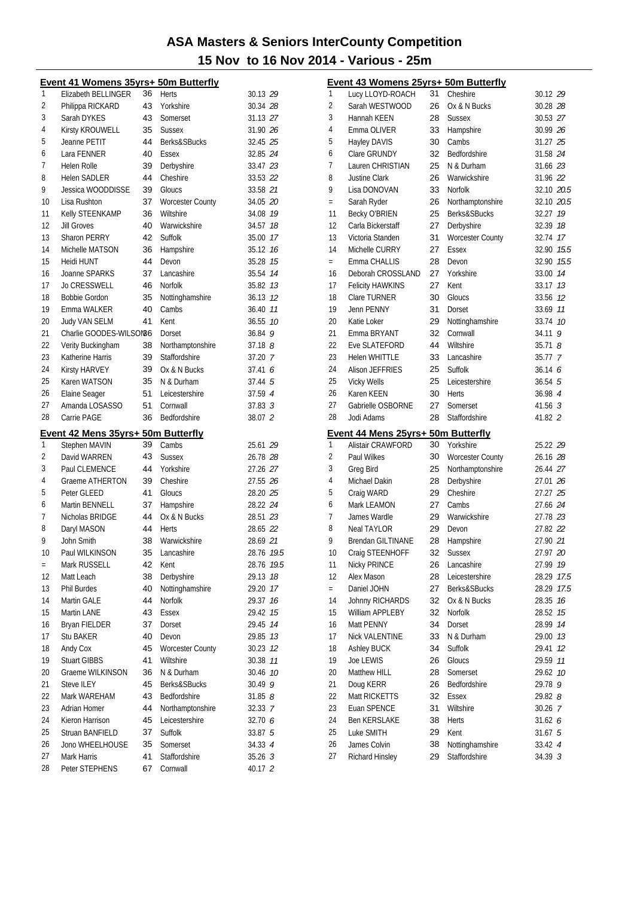# ASA Masters & Seniors InterCounty Competition

## 15 Nov to 16 Nov 2014 - Various - 25m

### Event 41 Womens 35yrs+ 50m Butterfly

| Pos | Name | Age | County | Time | Points |
|---|---|---|---|---|---|
| 1 | Elizabeth BELLINGER | 36 | Herts | 30.13 | 29 |
| 2 | Philippa RICKARD | 43 | Yorkshire | 30.34 | 28 |
| 3 | Sarah DYKES | 43 | Somerset | 31.13 | 27 |
| 4 | Kirsty KROUWELL | 35 | Sussex | 31.90 | 26 |
| 5 | Jeanne PETIT | 44 | Berks&SBucks | 32.45 | 25 |
| 6 | Lara FENNER | 40 | Essex | 32.85 | 24 |
| 7 | Helen Rolle | 39 | Derbyshire | 33.47 | 23 |
| 8 | Helen SADLER | 44 | Cheshire | 33.53 | 22 |
| 9 | Jessica WOODDISSE | 39 | Gloucs | 33.58 | 21 |
| 10 | Lisa Rushton | 37 | Worcester County | 34.05 | 20 |
| 11 | Kelly STEENKAMP | 36 | Wiltshire | 34.08 | 19 |
| 12 | Jill Groves | 40 | Warwickshire | 34.57 | 18 |
| 13 | Sharon PERRY | 42 | Suffolk | 35.00 | 17 |
| 14 | Michelle MATSON | 36 | Hampshire | 35.12 | 16 |
| 15 | Heidi HUNT | 44 | Devon | 35.28 | 15 |
| 16 | Joanne SPARKS | 37 | Lancashire | 35.54 | 14 |
| 17 | Jo CRESSWELL | 46 | Norfolk | 35.82 | 13 |
| 18 | Bobbie Gordon | 35 | Nottinghamshire | 36.13 | 12 |
| 19 | Emma WALKER | 40 | Cambs | 36.40 | 11 |
| 20 | Judy VAN SELM | 41 | Kent | 36.55 | 10 |
| 21 | Charlie GOODES-WILSON | 36 | Dorset | 36.84 | 9 |
| 22 | Verity Buckingham | 38 | Northamptonshire | 37.18 | 8 |
| 23 | Katherine Harris | 39 | Staffordshire | 37.20 | 7 |
| 24 | Kirsty HARVEY | 39 | Ox & N Bucks | 37.41 | 6 |
| 25 | Karen WATSON | 35 | N & Durham | 37.44 | 5 |
| 26 | Elaine Seager | 51 | Leicestershire | 37.59 | 4 |
| 27 | Amanda LOSASSO | 51 | Cornwall | 37.83 | 3 |
| 28 | Carrie PAGE | 36 | Bedfordshire | 38.07 | 2 |

### Event 42 Mens 35yrs+ 50m Butterfly

| Pos | Name | Age | County | Time | Points |
|---|---|---|---|---|---|
| 1 | Stephen MAVIN | 39 | Cambs | 25.61 | 29 |
| 2 | David WARREN | 43 | Sussex | 26.78 | 28 |
| 3 | Paul CLEMENCE | 44 | Yorkshire | 27.26 | 27 |
| 4 | Graeme ATHERTON | 39 | Cheshire | 27.55 | 26 |
| 5 | Peter GLEED | 41 | Gloucs | 28.20 | 25 |
| 6 | Martin BENNELL | 37 | Hampshire | 28.22 | 24 |
| 7 | Nicholas BRIDGE | 44 | Ox & N Bucks | 28.51 | 23 |
| 8 | Daryl MASON | 44 | Herts | 28.65 | 22 |
| 9 | John Smith | 38 | Warwickshire | 28.69 | 21 |
| 10 | Paul WILKINSON | 35 | Lancashire | 28.76 | 19.5 |
| = | Mark RUSSELL | 42 | Kent | 28.76 | 19.5 |
| 12 | Matt Leach | 38 | Derbyshire | 29.13 | 18 |
| 13 | Phil Burdes | 40 | Nottinghamshire | 29.20 | 17 |
| 14 | Martin GALE | 44 | Norfolk | 29.37 | 16 |
| 15 | Martin LANE | 43 | Essex | 29.42 | 15 |
| 16 | Bryan FIELDER | 37 | Dorset | 29.45 | 14 |
| 17 | Stu BAKER | 40 | Devon | 29.85 | 13 |
| 18 | Andy Cox | 45 | Worcester County | 30.23 | 12 |
| 19 | Stuart GIBBS | 41 | Wiltshire | 30.38 | 11 |
| 20 | Graeme WILKINSON | 36 | N & Durham | 30.46 | 10 |
| 21 | Steve ILEY | 45 | Berks&SBucks | 30.49 | 9 |
| 22 | Mark WAREHAM | 43 | Bedfordshire | 31.85 | 8 |
| 23 | Adrian Homer | 44 | Northamptonshire | 32.33 | 7 |
| 24 | Kieron Harrison | 45 | Leicestershire | 32.70 | 6 |
| 25 | Struan BANFIELD | 37 | Suffolk | 33.87 | 5 |
| 26 | Jono WHEELHOUSE | 35 | Somerset | 34.33 | 4 |
| 27 | Mark Harris | 41 | Staffordshire | 35.26 | 3 |
| 28 | Peter STEPHENS | 67 | Cornwall | 40.17 | 2 |

### Event 43 Womens 25yrs+ 50m Butterfly

| Pos | Name | Age | County | Time | Points |
|---|---|---|---|---|---|
| 1 | Lucy LLOYD-ROACH | 31 | Cheshire | 30.12 | 29 |
| 2 | Sarah WESTWOOD | 26 | Ox & N Bucks | 30.28 | 28 |
| 3 | Hannah KEEN | 28 | Sussex | 30.53 | 27 |
| 4 | Emma OLIVER | 33 | Hampshire | 30.99 | 26 |
| 5 | Hayley DAVIS | 30 | Cambs | 31.27 | 25 |
| 6 | Clare GRUNDY | 32 | Bedfordshire | 31.58 | 24 |
| 7 | Lauren CHRISTIAN | 25 | N & Durham | 31.66 | 23 |
| 8 | Justine Clark | 26 | Warwickshire | 31.96 | 22 |
| 9 | Lisa DONOVAN | 33 | Norfolk | 32.10 | 20.5 |
| = | Sarah Ryder | 26 | Northamptonshire | 32.10 | 20.5 |
| 11 | Becky O'BRIEN | 25 | Berks&SBucks | 32.27 | 19 |
| 12 | Carla Bickerstaff | 27 | Derbyshire | 32.39 | 18 |
| 13 | Victoria Standen | 31 | Worcester County | 32.74 | 17 |
| 14 | Michelle CURRY | 27 | Essex | 32.90 | 15.5 |
| = | Emma CHALLIS | 28 | Devon | 32.90 | 15.5 |
| 16 | Deborah CROSSLAND | 27 | Yorkshire | 33.00 | 14 |
| 17 | Felicity HAWKINS | 27 | Kent | 33.17 | 13 |
| 18 | Clare TURNER | 30 | Gloucs | 33.56 | 12 |
| 19 | Jenn PENNY | 31 | Dorset | 33.69 | 11 |
| 20 | Katie Loker | 29 | Nottinghamshire | 33.74 | 10 |
| 21 | Emma BRYANT | 32 | Cornwall | 34.11 | 9 |
| 22 | Eve SLATEFORD | 44 | Wiltshire | 35.71 | 8 |
| 23 | Helen WHITTLE | 33 | Lancashire | 35.77 | 7 |
| 24 | Alison JEFFRIES | 25 | Suffolk | 36.14 | 6 |
| 25 | Vicky Wells | 25 | Leicestershire | 36.54 | 5 |
| 26 | Karen KEEN | 30 | Herts | 36.98 | 4 |
| 27 | Gabrielle OSBORNE | 27 | Somerset | 41.56 | 3 |
| 28 | Jodi Adams | 28 | Staffordshire | 41.82 | 2 |

### Event 44 Mens 25yrs+ 50m Butterfly

| Pos | Name | Age | County | Time | Points |
|---|---|---|---|---|---|
| 1 | Alistair CRAWFORD | 30 | Yorkshire | 25.22 | 29 |
| 2 | Paul Wilkes | 30 | Worcester County | 26.16 | 28 |
| 3 | Greg Bird | 25 | Northamptonshire | 26.44 | 27 |
| 4 | Michael Dakin | 28 | Derbyshire | 27.01 | 26 |
| 5 | Craig WARD | 29 | Cheshire | 27.27 | 25 |
| 6 | Mark LEAMON | 27 | Cambs | 27.66 | 24 |
| 7 | James Wardle | 29 | Warwickshire | 27.78 | 23 |
| 8 | Neal TAYLOR | 29 | Devon | 27.82 | 22 |
| 9 | Brendan GILTINANE | 28 | Hampshire | 27.90 | 21 |
| 10 | Craig STEENHOFF | 32 | Sussex | 27.97 | 20 |
| 11 | Nicky PRINCE | 26 | Lancashire | 27.99 | 19 |
| 12 | Alex Mason | 28 | Leicestershire | 28.29 | 17.5 |
| = | Daniel JOHN | 27 | Berks&SBucks | 28.29 | 17.5 |
| 14 | Johnny RICHARDS | 32 | Ox & N Bucks | 28.35 | 16 |
| 15 | William APPLEBY | 32 | Norfolk | 28.52 | 15 |
| 16 | Matt PENNY | 34 | Dorset | 28.99 | 14 |
| 17 | Nick VALENTINE | 33 | N & Durham | 29.00 | 13 |
| 18 | Ashley BUCK | 34 | Suffolk | 29.41 | 12 |
| 19 | Joe LEWIS | 26 | Gloucs | 29.59 | 11 |
| 20 | Matthew HILL | 28 | Somerset | 29.62 | 10 |
| 21 | Doug KERR | 26 | Bedfordshire | 29.78 | 9 |
| 22 | Matt RICKETTS | 32 | Essex | 29.82 | 8 |
| 23 | Euan SPENCE | 31 | Wiltshire | 30.26 | 7 |
| 24 | Ben KERSLAKE | 38 | Herts | 31.62 | 6 |
| 25 | Luke SMITH | 29 | Kent | 31.67 | 5 |
| 26 | James Colvin | 38 | Nottinghamshire | 33.42 | 4 |
| 27 | Richard Hinsley | 29 | Staffordshire | 34.39 | 3 |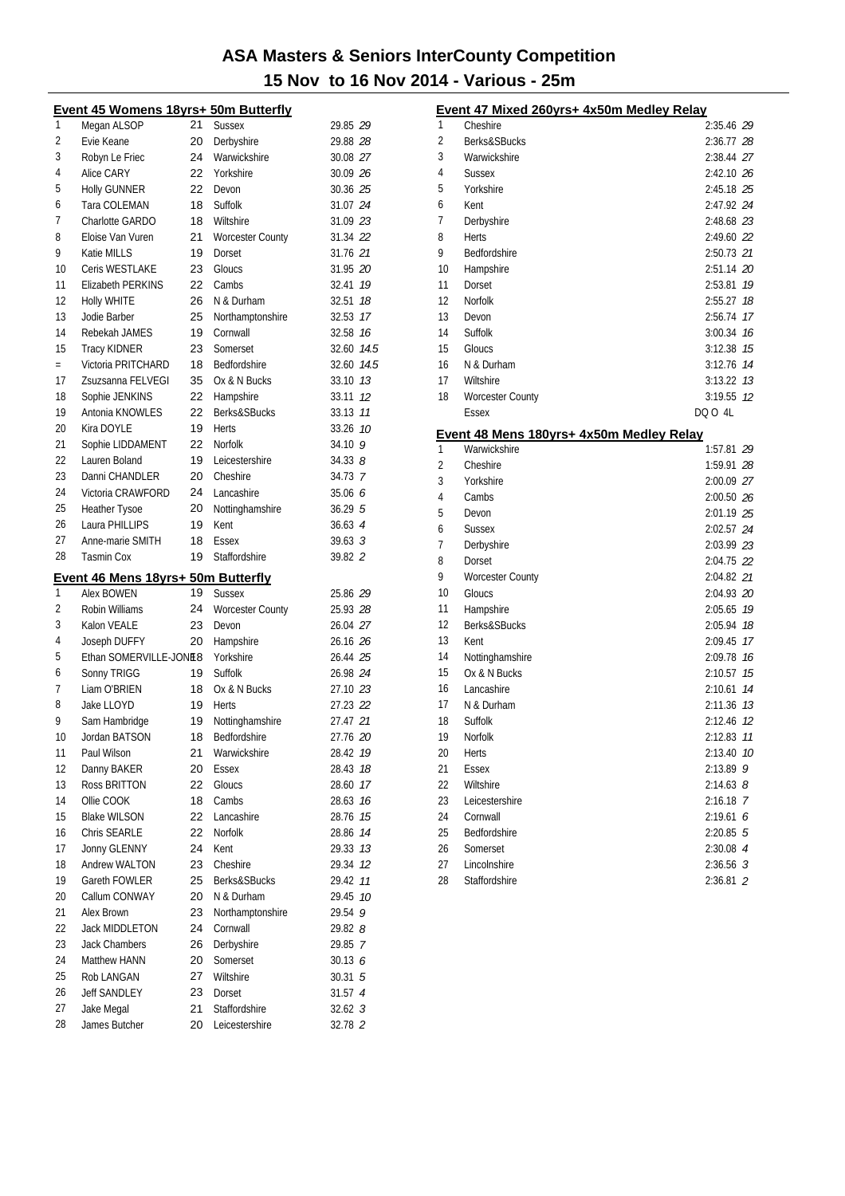# ASA Masters & Seniors InterCounty Competition

## 15 Nov to 16 Nov 2014 - Various - 25m

### Event 45 Womens 18yrs+ 50m Butterfly

| Pos | Name | Age | County | Time | Points |
|---|---|---|---|---|---|
| 1 | Megan ALSOP | 21 | Sussex | 29.85 | 29 |
| 2 | Evie Keane | 20 | Derbyshire | 29.88 | 28 |
| 3 | Robyn Le Friec | 24 | Warwickshire | 30.08 | 27 |
| 4 | Alice CARY | 22 | Yorkshire | 30.09 | 26 |
| 5 | Holly GUNNER | 22 | Devon | 30.36 | 25 |
| 6 | Tara COLEMAN | 18 | Suffolk | 31.07 | 24 |
| 7 | Charlotte GARDO | 18 | Wiltshire | 31.09 | 23 |
| 8 | Eloise Van Vuren | 21 | Worcester County | 31.34 | 22 |
| 9 | Katie MILLS | 19 | Dorset | 31.76 | 21 |
| 10 | Ceris WESTLAKE | 23 | Gloucs | 31.95 | 20 |
| 11 | Elizabeth PERKINS | 22 | Cambs | 32.41 | 19 |
| 12 | Holly WHITE | 26 | N & Durham | 32.51 | 18 |
| 13 | Jodie Barber | 25 | Northamptonshire | 32.53 | 17 |
| 14 | Rebekah JAMES | 19 | Cornwall | 32.58 | 16 |
| 15 | Tracy KIDNER | 23 | Somerset | 32.60 | 14.5 |
| = | Victoria PRITCHARD | 18 | Bedfordshire | 32.60 | 14.5 |
| 17 | Zsuzsanna FELVEGI | 35 | Ox & N Bucks | 33.10 | 13 |
| 18 | Sophie JENKINS | 22 | Hampshire | 33.11 | 12 |
| 19 | Antonia KNOWLES | 22 | Berks&SBucks | 33.13 | 11 |
| 20 | Kira DOYLE | 19 | Herts | 33.26 | 10 |
| 21 | Sophie LIDDAMENT | 22 | Norfolk | 34.10 | 9 |
| 22 | Lauren Boland | 19 | Leicestershire | 34.33 | 8 |
| 23 | Danni CHANDLER | 20 | Cheshire | 34.73 | 7 |
| 24 | Victoria CRAWFORD | 24 | Lancashire | 35.06 | 6 |
| 25 | Heather Tysoe | 20 | Nottinghamshire | 36.29 | 5 |
| 26 | Laura PHILLIPS | 19 | Kent | 36.63 | 4 |
| 27 | Anne-marie SMITH | 18 | Essex | 39.63 | 3 |
| 28 | Tasmin Cox | 19 | Staffordshire | 39.82 | 2 |

### Event 46 Mens 18yrs+ 50m Butterfly

| Pos | Name | Age | County | Time | Points |
|---|---|---|---|---|---|
| 1 | Alex BOWEN | 19 | Sussex | 25.86 | 29 |
| 2 | Robin Williams | 24 | Worcester County | 25.93 | 28 |
| 3 | Kalon VEALE | 23 | Devon | 26.04 | 27 |
| 4 | Joseph DUFFY | 20 | Hampshire | 26.16 | 26 |
| 5 | Ethan SOMERVILLE-JONES | 18 | Yorkshire | 26.44 | 25 |
| 6 | Sonny TRIGG | 19 | Suffolk | 26.98 | 24 |
| 7 | Liam O'BRIEN | 18 | Ox & N Bucks | 27.10 | 23 |
| 8 | Jake LLOYD | 19 | Herts | 27.23 | 22 |
| 9 | Sam Hambridge | 19 | Nottinghamshire | 27.47 | 21 |
| 10 | Jordan BATSON | 18 | Bedfordshire | 27.76 | 20 |
| 11 | Paul Wilson | 21 | Warwickshire | 28.42 | 19 |
| 12 | Danny BAKER | 20 | Essex | 28.43 | 18 |
| 13 | Ross BRITTON | 22 | Gloucs | 28.60 | 17 |
| 14 | Ollie COOK | 18 | Cambs | 28.63 | 16 |
| 15 | Blake WILSON | 22 | Lancashire | 28.76 | 15 |
| 16 | Chris SEARLE | 22 | Norfolk | 28.86 | 14 |
| 17 | Jonny GLENNY | 24 | Kent | 29.33 | 13 |
| 18 | Andrew WALTON | 23 | Cheshire | 29.34 | 12 |
| 19 | Gareth FOWLER | 25 | Berks&SBucks | 29.42 | 11 |
| 20 | Callum CONWAY | 20 | N & Durham | 29.45 | 10 |
| 21 | Alex Brown | 23 | Northamptonshire | 29.54 | 9 |
| 22 | Jack MIDDLETON | 24 | Cornwall | 29.82 | 8 |
| 23 | Jack Chambers | 26 | Derbyshire | 29.85 | 7 |
| 24 | Matthew HANN | 20 | Somerset | 30.13 | 6 |
| 25 | Rob LANGAN | 27 | Wiltshire | 30.31 | 5 |
| 26 | Jeff SANDLEY | 23 | Dorset | 31.57 | 4 |
| 27 | Jake Megal | 21 | Staffordshire | 32.62 | 3 |
| 28 | James Butcher | 20 | Leicestershire | 32.78 | 2 |

### Event 47 Mixed 260yrs+ 4x50m Medley Relay

| Pos | County | Time | Points |
|---|---|---|---|
| 1 | Cheshire | 2:35.46 | 29 |
| 2 | Berks&SBucks | 2:36.77 | 28 |
| 3 | Warwickshire | 2:38.44 | 27 |
| 4 | Sussex | 2:42.10 | 26 |
| 5 | Yorkshire | 2:45.18 | 25 |
| 6 | Kent | 2:47.92 | 24 |
| 7 | Derbyshire | 2:48.68 | 23 |
| 8 | Herts | 2:49.60 | 22 |
| 9 | Bedfordshire | 2:50.73 | 21 |
| 10 | Hampshire | 2:51.14 | 20 |
| 11 | Dorset | 2:53.81 | 19 |
| 12 | Norfolk | 2:55.27 | 18 |
| 13 | Devon | 2:56.74 | 17 |
| 14 | Suffolk | 3:00.34 | 16 |
| 15 | Gloucs | 3:12.38 | 15 |
| 16 | N & Durham | 3:12.76 | 14 |
| 17 | Wiltshire | 3:13.22 | 13 |
| 18 | Worcester County | 3:19.55 | 12 |
| | Essex | DQ O 4L | |

### Event 48 Mens 180yrs+ 4x50m Medley Relay

| Pos | County | Time | Points |
|---|---|---|---|
| 1 | Warwickshire | 1:57.81 | 29 |
| 2 | Cheshire | 1:59.91 | 28 |
| 3 | Yorkshire | 2:00.09 | 27 |
| 4 | Cambs | 2:00.50 | 26 |
| 5 | Devon | 2:01.19 | 25 |
| 6 | Sussex | 2:02.57 | 24 |
| 7 | Derbyshire | 2:03.99 | 23 |
| 8 | Dorset | 2:04.75 | 22 |
| 9 | Worcester County | 2:04.82 | 21 |
| 10 | Gloucs | 2:04.93 | 20 |
| 11 | Hampshire | 2:05.65 | 19 |
| 12 | Berks&SBucks | 2:05.94 | 18 |
| 13 | Kent | 2:09.45 | 17 |
| 14 | Nottinghamshire | 2:09.78 | 16 |
| 15 | Ox & N Bucks | 2:10.57 | 15 |
| 16 | Lancashire | 2:10.61 | 14 |
| 17 | N & Durham | 2:11.36 | 13 |
| 18 | Suffolk | 2:12.46 | 12 |
| 19 | Norfolk | 2:12.83 | 11 |
| 20 | Herts | 2:13.40 | 10 |
| 21 | Essex | 2:13.89 | 9 |
| 22 | Wiltshire | 2:14.63 | 8 |
| 23 | Leicestershire | 2:16.18 | 7 |
| 24 | Cornwall | 2:19.61 | 6 |
| 25 | Bedfordshire | 2:20.85 | 5 |
| 26 | Somerset | 2:30.08 | 4 |
| 27 | Lincolnshire | 2:36.56 | 3 |
| 28 | Staffordshire | 2:36.81 | 2 |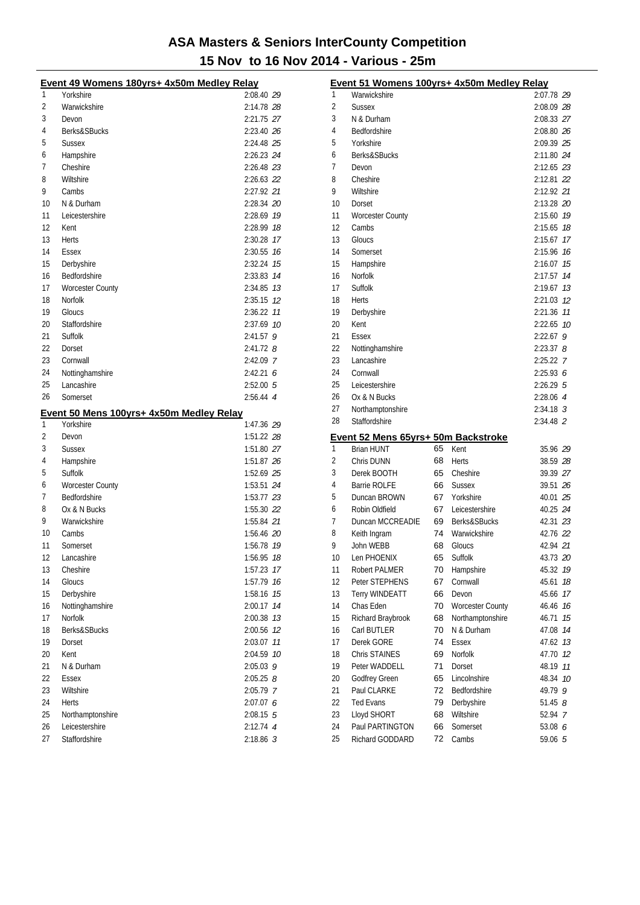# ASA Masters & Seniors InterCounty Competition

## 15 Nov to 16 Nov 2014 - Various - 25m

### Event 49 Womens 180yrs+ 4x50m Medley Relay

| | | | |
|---|---|---|---|
| 1 | Yorkshire | 2:08.40 | 29 |
| 2 | Warwickshire | 2:14.78 | 28 |
| 3 | Devon | 2:21.75 | 27 |
| 4 | Berks&SBucks | 2:23.40 | 26 |
| 5 | Sussex | 2:24.48 | 25 |
| 6 | Hampshire | 2:26.23 | 24 |
| 7 | Cheshire | 2:26.48 | 23 |
| 8 | Wiltshire | 2:26.63 | 22 |
| 9 | Cambs | 2:27.92 | 21 |
| 10 | N & Durham | 2:28.34 | 20 |
| 11 | Leicestershire | 2:28.69 | 19 |
| 12 | Kent | 2:28.99 | 18 |
| 13 | Herts | 2:30.28 | 17 |
| 14 | Essex | 2:30.55 | 16 |
| 15 | Derbyshire | 2:32.24 | 15 |
| 16 | Bedfordshire | 2:33.83 | 14 |
| 17 | Worcester County | 2:34.85 | 13 |
| 18 | Norfolk | 2:35.15 | 12 |
| 19 | Gloucs | 2:36.22 | 11 |
| 20 | Staffordshire | 2:37.69 | 10 |
| 21 | Suffolk | 2:41.57 | 9 |
| 22 | Dorset | 2:41.72 | 8 |
| 23 | Cornwall | 2:42.09 | 7 |
| 24 | Nottinghamshire | 2:42.21 | 6 |
| 25 | Lancashire | 2:52.00 | 5 |
| 26 | Somerset | 2:56.44 | 4 |

### Event 50 Mens 100yrs+ 4x50m Medley Relay

| | | | |
|---|---|---|---|
| 1 | Yorkshire | 1:47.36 | 29 |
| 2 | Devon | 1:51.22 | 28 |
| 3 | Sussex | 1:51.80 | 27 |
| 4 | Hampshire | 1:51.87 | 26 |
| 5 | Suffolk | 1:52.69 | 25 |
| 6 | Worcester County | 1:53.51 | 24 |
| 7 | Bedfordshire | 1:53.77 | 23 |
| 8 | Ox & N Bucks | 1:55.30 | 22 |
| 9 | Warwickshire | 1:55.84 | 21 |
| 10 | Cambs | 1:56.46 | 20 |
| 11 | Somerset | 1:56.78 | 19 |
| 12 | Lancashire | 1:56.95 | 18 |
| 13 | Cheshire | 1:57.23 | 17 |
| 14 | Gloucs | 1:57.79 | 16 |
| 15 | Derbyshire | 1:58.16 | 15 |
| 16 | Nottinghamshire | 2:00.17 | 14 |
| 17 | Norfolk | 2:00.38 | 13 |
| 18 | Berks&SBucks | 2:00.56 | 12 |
| 19 | Dorset | 2:03.07 | 11 |
| 20 | Kent | 2:04.59 | 10 |
| 21 | N & Durham | 2:05.03 | 9 |
| 22 | Essex | 2:05.25 | 8 |
| 23 | Wiltshire | 2:05.79 | 7 |
| 24 | Herts | 2:07.07 | 6 |
| 25 | Northamptonshire | 2:08.15 | 5 |
| 26 | Leicestershire | 2:12.74 | 4 |
| 27 | Staffordshire | 2:18.86 | 3 |

### Event 51 Womens 100yrs+ 4x50m Medley Relay

| | | | |
|---|---|---|---|
| 1 | Warwickshire | 2:07.78 | 29 |
| 2 | Sussex | 2:08.09 | 28 |
| 3 | N & Durham | 2:08.33 | 27 |
| 4 | Bedfordshire | 2:08.80 | 26 |
| 5 | Yorkshire | 2:09.39 | 25 |
| 6 | Berks&SBucks | 2:11.80 | 24 |
| 7 | Devon | 2:12.65 | 23 |
| 8 | Cheshire | 2:12.81 | 22 |
| 9 | Wiltshire | 2:12.92 | 21 |
| 10 | Dorset | 2:13.28 | 20 |
| 11 | Worcester County | 2:15.60 | 19 |
| 12 | Cambs | 2:15.65 | 18 |
| 13 | Gloucs | 2:15.67 | 17 |
| 14 | Somerset | 2:15.96 | 16 |
| 15 | Hampshire | 2:16.07 | 15 |
| 16 | Norfolk | 2:17.57 | 14 |
| 17 | Suffolk | 2:19.67 | 13 |
| 18 | Herts | 2:21.03 | 12 |
| 19 | Derbyshire | 2:21.36 | 11 |
| 20 | Kent | 2:22.65 | 10 |
| 21 | Essex | 2:22.67 | 9 |
| 22 | Nottinghamshire | 2:23.37 | 8 |
| 23 | Lancashire | 2:25.22 | 7 |
| 24 | Cornwall | 2:25.93 | 6 |
| 25 | Leicestershire | 2:26.29 | 5 |
| 26 | Ox & N Bucks | 2:28.06 | 4 |
| 27 | Northamptonshire | 2:34.18 | 3 |
| 28 | Staffordshire | 2:34.48 | 2 |

### Event 52 Mens 65yrs+ 50m Backstroke

| | | | | | |
|---|---|---|---|---|---|
| 1 | Brian HUNT | 65 | Kent | 35.96 | 29 |
| 2 | Chris DUNN | 68 | Herts | 38.59 | 28 |
| 3 | Derek BOOTH | 65 | Cheshire | 39.39 | 27 |
| 4 | Barrie ROLFE | 66 | Sussex | 39.51 | 26 |
| 5 | Duncan BROWN | 67 | Yorkshire | 40.01 | 25 |
| 6 | Robin Oldfield | 67 | Leicestershire | 40.25 | 24 |
| 7 | Duncan MCCREADIE | 69 | Berks&SBucks | 42.31 | 23 |
| 8 | Keith Ingram | 74 | Warwickshire | 42.76 | 22 |
| 9 | John WEBB | 68 | Gloucs | 42.94 | 21 |
| 10 | Len PHOENIX | 65 | Suffolk | 43.73 | 20 |
| 11 | Robert PALMER | 70 | Hampshire | 45.32 | 19 |
| 12 | Peter STEPHENS | 67 | Cornwall | 45.61 | 18 |
| 13 | Terry WINDEATT | 66 | Devon | 45.66 | 17 |
| 14 | Chas Eden | 70 | Worcester County | 46.46 | 16 |
| 15 | Richard Braybrook | 68 | Northamptonshire | 46.71 | 15 |
| 16 | Carl BUTLER | 70 | N & Durham | 47.08 | 14 |
| 17 | Derek GORE | 74 | Essex | 47.62 | 13 |
| 18 | Chris STAINES | 69 | Norfolk | 47.70 | 12 |
| 19 | Peter WADDELL | 71 | Dorset | 48.19 | 11 |
| 20 | Godfrey Green | 65 | Lincolnshire | 48.34 | 10 |
| 21 | Paul CLARKE | 72 | Bedfordshire | 49.79 | 9 |
| 22 | Ted Evans | 79 | Derbyshire | 51.45 | 8 |
| 23 | Lloyd SHORT | 68 | Wiltshire | 52.94 | 7 |
| 24 | Paul PARTINGTON | 66 | Somerset | 53.08 | 6 |
| 25 | Richard GODDARD | 72 | Cambs | 59.06 | 5 |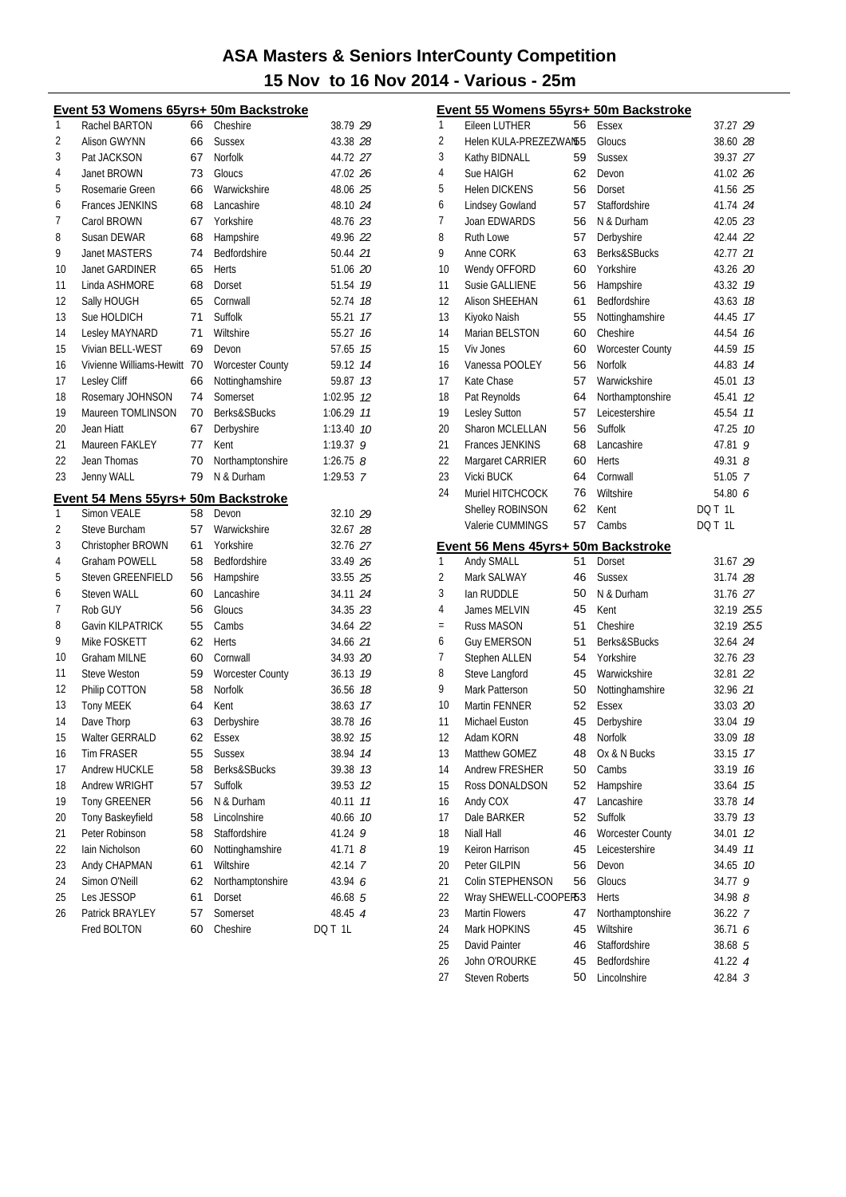# ASA Masters & Seniors InterCounty Competition

## 15 Nov to 16 Nov 2014 - Various - 25m

### Event 53 Womens 65yrs+ 50m Backstroke

| Place | Name | Age | County | Time | Points |
|---|---|---|---|---|---|
| 1 | Rachel BARTON | 66 | Cheshire | 38.79 | 29 |
| 2 | Alison GWYNN | 66 | Sussex | 43.38 | 28 |
| 3 | Pat JACKSON | 67 | Norfolk | 44.72 | 27 |
| 4 | Janet BROWN | 73 | Gloucs | 47.02 | 26 |
| 5 | Rosemarie Green | 66 | Warwickshire | 48.06 | 25 |
| 6 | Frances JENKINS | 68 | Lancashire | 48.10 | 24 |
| 7 | Carol BROWN | 67 | Yorkshire | 48.76 | 23 |
| 8 | Susan DEWAR | 68 | Hampshire | 49.96 | 22 |
| 9 | Janet MASTERS | 74 | Bedfordshire | 50.44 | 21 |
| 10 | Janet GARDINER | 65 | Herts | 51.06 | 20 |
| 11 | Linda ASHMORE | 68 | Dorset | 51.54 | 19 |
| 12 | Sally HOUGH | 65 | Cornwall | 52.74 | 18 |
| 13 | Sue HOLDICH | 71 | Suffolk | 55.21 | 17 |
| 14 | Lesley MAYNARD | 71 | Wiltshire | 55.27 | 16 |
| 15 | Vivian BELL-WEST | 69 | Devon | 57.65 | 15 |
| 16 | Vivienne Williams-Hewitt | 70 | Worcester County | 59.12 | 14 |
| 17 | Lesley Cliff | 66 | Nottinghamshire | 59.87 | 13 |
| 18 | Rosemary JOHNSON | 74 | Somerset | 1:02.95 | 12 |
| 19 | Maureen TOMLINSON | 70 | Berks&SBucks | 1:06.29 | 11 |
| 20 | Jean Hiatt | 67 | Derbyshire | 1:13.40 | 10 |
| 21 | Maureen FAKLEY | 77 | Kent | 1:19.37 | 9 |
| 22 | Jean Thomas | 70 | Northamptonshire | 1:26.75 | 8 |
| 23 | Jenny WALL | 79 | N & Durham | 1:29.53 | 7 |

### Event 54 Mens 55yrs+ 50m Backstroke

| Place | Name | Age | County | Time | Points |
|---|---|---|---|---|---|
| 1 | Simon VEALE | 58 | Devon | 32.10 | 29 |
| 2 | Steve Burcham | 57 | Warwickshire | 32.67 | 28 |
| 3 | Christopher BROWN | 61 | Yorkshire | 32.76 | 27 |
| 4 | Graham POWELL | 58 | Bedfordshire | 33.49 | 26 |
| 5 | Steven GREENFIELD | 56 | Hampshire | 33.55 | 25 |
| 6 | Steven WALL | 60 | Lancashire | 34.11 | 24 |
| 7 | Rob GUY | 56 | Gloucs | 34.35 | 23 |
| 8 | Gavin KILPATRICK | 55 | Cambs | 34.64 | 22 |
| 9 | Mike FOSKETT | 62 | Herts | 34.66 | 21 |
| 10 | Graham MILNE | 60 | Cornwall | 34.93 | 20 |
| 11 | Steve Weston | 59 | Worcester County | 36.13 | 19 |
| 12 | Philip COTTON | 58 | Norfolk | 36.56 | 18 |
| 13 | Tony MEEK | 64 | Kent | 38.63 | 17 |
| 14 | Dave Thorp | 63 | Derbyshire | 38.78 | 16 |
| 15 | Walter GERRALD | 62 | Essex | 38.92 | 15 |
| 16 | Tim FRASER | 55 | Sussex | 38.94 | 14 |
| 17 | Andrew HUCKLE | 58 | Berks&SBucks | 39.38 | 13 |
| 18 | Andrew WRIGHT | 57 | Suffolk | 39.53 | 12 |
| 19 | Tony GREENER | 56 | N & Durham | 40.11 | 11 |
| 20 | Tony Baskeyfield | 58 | Lincolnshire | 40.66 | 10 |
| 21 | Peter Robinson | 58 | Staffordshire | 41.24 | 9 |
| 22 | Iain Nicholson | 60 | Nottinghamshire | 41.71 | 8 |
| 23 | Andy CHAPMAN | 61 | Wiltshire | 42.14 | 7 |
| 24 | Simon O'Neill | 62 | Northamptonshire | 43.94 | 6 |
| 25 | Les JESSOP | 61 | Dorset | 46.68 | 5 |
| 26 | Patrick BRAYLEY | 57 | Somerset | 48.45 | 4 |
| | Fred BOLTON | 60 | Cheshire | DQ T 1L | |

### Event 55 Womens 55yrs+ 50m Backstroke

| Place | Name | Age | County | Time | Points |
|---|---|---|---|---|---|
| 1 | Eileen LUTHER | 56 | Essex | 37.27 | 29 |
| 2 | Helen KULA-PREZEZWANS | 55 | Gloucs | 38.60 | 28 |
| 3 | Kathy BIDNALL | 59 | Sussex | 39.37 | 27 |
| 4 | Sue HAIGH | 62 | Devon | 41.02 | 26 |
| 5 | Helen DICKENS | 56 | Dorset | 41.56 | 25 |
| 6 | Lindsey Gowland | 57 | Staffordshire | 41.74 | 24 |
| 7 | Joan EDWARDS | 56 | N & Durham | 42.05 | 23 |
| 8 | Ruth Lowe | 57 | Derbyshire | 42.44 | 22 |
| 9 | Anne CORK | 63 | Berks&SBucks | 42.77 | 21 |
| 10 | Wendy OFFORD | 60 | Yorkshire | 43.26 | 20 |
| 11 | Susie GALLIENE | 56 | Hampshire | 43.32 | 19 |
| 12 | Alison SHEEHAN | 61 | Bedfordshire | 43.63 | 18 |
| 13 | Kiyoko Naish | 55 | Nottinghamshire | 44.45 | 17 |
| 14 | Marian BELSTON | 60 | Cheshire | 44.54 | 16 |
| 15 | Viv Jones | 60 | Worcester County | 44.59 | 15 |
| 16 | Vanessa POOLEY | 56 | Norfolk | 44.83 | 14 |
| 17 | Kate Chase | 57 | Warwickshire | 45.01 | 13 |
| 18 | Pat Reynolds | 64 | Northamptonshire | 45.41 | 12 |
| 19 | Lesley Sutton | 57 | Leicestershire | 45.54 | 11 |
| 20 | Sharon MCLELLAN | 56 | Suffolk | 47.25 | 10 |
| 21 | Frances JENKINS | 68 | Lancashire | 47.81 | 9 |
| 22 | Margaret CARRIER | 60 | Herts | 49.31 | 8 |
| 23 | Vicki BUCK | 64 | Cornwall | 51.05 | 7 |
| 24 | Muriel HITCHCOCK | 76 | Wiltshire | 54.80 | 6 |
| | Shelley ROBINSON | 62 | Kent | DQ T 1L | |
| | Valerie CUMMINGS | 57 | Cambs | DQ T 1L | |

### Event 56 Mens 45yrs+ 50m Backstroke

| Place | Name | Age | County | Time | Points |
|---|---|---|---|---|---|
| 1 | Andy SMALL | 51 | Dorset | 31.67 | 29 |
| 2 | Mark SALWAY | 46 | Sussex | 31.74 | 28 |
| 3 | Ian RUDDLE | 50 | N & Durham | 31.76 | 27 |
| 4 | James MELVIN | 45 | Kent | 32.19 | 25.5 |
| = | Russ MASON | 51 | Cheshire | 32.19 | 25.5 |
| 6 | Guy EMERSON | 51 | Berks&SBucks | 32.64 | 24 |
| 7 | Stephen ALLEN | 54 | Yorkshire | 32.76 | 23 |
| 8 | Steve Langford | 45 | Warwickshire | 32.81 | 22 |
| 9 | Mark Patterson | 50 | Nottinghamshire | 32.96 | 21 |
| 10 | Martin FENNER | 52 | Essex | 33.03 | 20 |
| 11 | Michael Euston | 45 | Derbyshire | 33.04 | 19 |
| 12 | Adam KORN | 48 | Norfolk | 33.09 | 18 |
| 13 | Matthew GOMEZ | 48 | Ox & N Bucks | 33.15 | 17 |
| 14 | Andrew FRESHER | 50 | Cambs | 33.19 | 16 |
| 15 | Ross DONALDSON | 52 | Hampshire | 33.64 | 15 |
| 16 | Andy COX | 47 | Lancashire | 33.78 | 14 |
| 17 | Dale BARKER | 52 | Suffolk | 33.79 | 13 |
| 18 | Niall Hall | 46 | Worcester County | 34.01 | 12 |
| 19 | Keiron Harrison | 45 | Leicestershire | 34.49 | 11 |
| 20 | Peter GILPIN | 56 | Devon | 34.65 | 10 |
| 21 | Colin STEPHENSON | 56 | Gloucs | 34.77 | 9 |
| 22 | Wray SHEWELL-COOPER | 53 | Herts | 34.98 | 8 |
| 23 | Martin Flowers | 47 | Northamptonshire | 36.22 | 7 |
| 24 | Mark HOPKINS | 45 | Wiltshire | 36.71 | 6 |
| 25 | David Painter | 46 | Staffordshire | 38.68 | 5 |
| 26 | John O'ROURKE | 45 | Bedfordshire | 41.22 | 4 |
| 27 | Steven Roberts | 50 | Lincolnshire | 42.84 | 3 |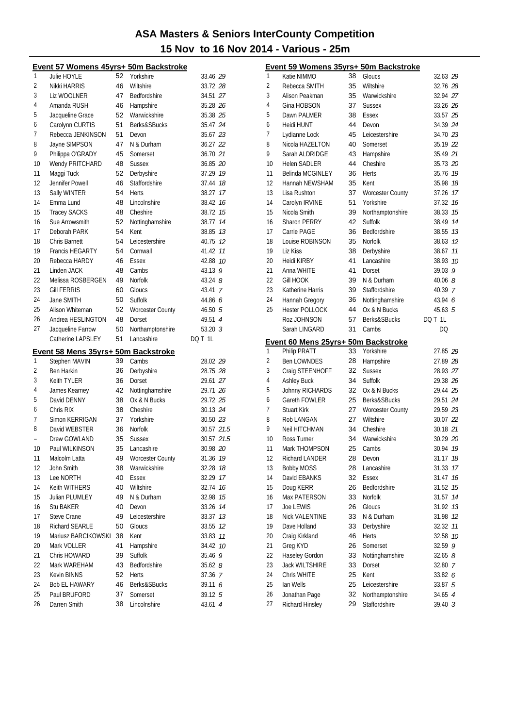# ASA Masters & Seniors InterCounty Competition

## 15 Nov to 16 Nov 2014 - Various - 25m

### Event 57 Womens 45yrs+ 50m Backstroke

| Place | Name | Age | County | Time | Points |
|---|---|---|---|---|---|
| 1 | Julie HOYLE | 52 | Yorkshire | 33.46 | 29 |
| 2 | Nikki HARRIS | 46 | Wiltshire | 33.72 | 28 |
| 3 | Liz WOOLNER | 47 | Bedfordshire | 34.51 | 27 |
| 4 | Amanda RUSH | 46 | Hampshire | 35.28 | 26 |
| 5 | Jacqueline Grace | 52 | Warwickshire | 35.38 | 25 |
| 6 | Carolynn CURTIS | 51 | Berks&SBucks | 35.47 | 24 |
| 7 | Rebecca JENKINSON | 51 | Devon | 35.67 | 23 |
| 8 | Jayne SIMPSON | 47 | N & Durham | 36.27 | 22 |
| 9 | Philippa O'GRADY | 45 | Somerset | 36.70 | 21 |
| 10 | Wendy PRITCHARD | 48 | Sussex | 36.85 | 20 |
| 11 | Maggi Tuck | 52 | Derbyshire | 37.29 | 19 |
| 12 | Jennifer Powell | 46 | Staffordshire | 37.44 | 18 |
| 13 | Sally WINTER | 54 | Herts | 38.27 | 17 |
| 14 | Emma Lund | 48 | Lincolnshire | 38.42 | 16 |
| 15 | Tracey SACKS | 48 | Cheshire | 38.72 | 15 |
| 16 | Sue Arrowsmith | 52 | Nottinghamshire | 38.77 | 14 |
| 17 | Deborah PARK | 54 | Kent | 38.85 | 13 |
| 18 | Chris Barnett | 54 | Leicestershire | 40.75 | 12 |
| 19 | Francis HEGARTY | 54 | Cornwall | 41.42 | 11 |
| 20 | Rebecca HARDY | 46 | Essex | 42.88 | 10 |
| 21 | Linden JACK | 48 | Cambs | 43.13 | 9 |
| 22 | Melissa ROSBERGEN | 49 | Norfolk | 43.24 | 8 |
| 23 | Gill FERRIS | 60 | Gloucs | 43.41 | 7 |
| 24 | Jane SMITH | 50 | Suffolk | 44.86 | 6 |
| 25 | Alison Whiteman | 52 | Worcester County | 46.50 | 5 |
| 26 | Andrea HESLINGTON | 48 | Dorset | 49.51 | 4 |
| 27 | Jacqueline Farrow | 50 | Northamptonshire | 53.20 | 3 |
| | Catherine LAPSLEY | 51 | Lancashire | DQ T 1L | |

### Event 58 Mens 35yrs+ 50m Backstroke

| Place | Name | Age | County | Time | Points |
|---|---|---|---|---|---|
| 1 | Stephen MAVIN | 39 | Cambs | 28.02 | 29 |
| 2 | Ben Harkin | 36 | Derbyshire | 28.75 | 28 |
| 3 | Keith TYLER | 36 | Dorset | 29.61 | 27 |
| 4 | James Kearney | 42 | Nottinghamshire | 29.71 | 26 |
| 5 | David DENNY | 38 | Ox & N Bucks | 29.72 | 25 |
| 6 | Chris RIX | 38 | Cheshire | 30.13 | 24 |
| 7 | Simon KERRIGAN | 37 | Yorkshire | 30.50 | 23 |
| 8 | David WEBSTER | 36 | Norfolk | 30.57 | 21.5 |
| = | Drew GOWLAND | 35 | Sussex | 30.57 | 21.5 |
| 10 | Paul WILKINSON | 35 | Lancashire | 30.98 | 20 |
| 11 | Malcolm Latta | 49 | Worcester County | 31.36 | 19 |
| 12 | John Smith | 38 | Warwickshire | 32.28 | 18 |
| 13 | Lee NORTH | 40 | Essex | 32.29 | 17 |
| 14 | Keith WITHERS | 40 | Wiltshire | 32.74 | 16 |
| 15 | Julian PLUMLEY | 49 | N & Durham | 32.98 | 15 |
| 16 | Stu BAKER | 40 | Devon | 33.26 | 14 |
| 17 | Steve Crane | 49 | Leicestershire | 33.37 | 13 |
| 18 | Richard SEARLE | 50 | Gloucs | 33.55 | 12 |
| 19 | Mariusz BARCIKOWSKI | 38 | Kent | 33.83 | 11 |
| 20 | Mark VOLLER | 41 | Hampshire | 34.42 | 10 |
| 21 | Chris HOWARD | 39 | Suffolk | 35.46 | 9 |
| 22 | Mark WAREHAM | 43 | Bedfordshire | 35.62 | 8 |
| 23 | Kevin BINNS | 52 | Herts | 37.36 | 7 |
| 24 | Bob EL HAWARY | 46 | Berks&SBucks | 39.11 | 6 |
| 25 | Paul BRUFORD | 37 | Somerset | 39.12 | 5 |
| 26 | Darren Smith | 38 | Lincolnshire | 43.61 | 4 |

### Event 59 Womens 35yrs+ 50m Backstroke

| Place | Name | Age | County | Time | Points |
|---|---|---|---|---|---|
| 1 | Katie NIMMO | 38 | Gloucs | 32.63 | 29 |
| 2 | Rebecca SMITH | 35 | Wiltshire | 32.76 | 28 |
| 3 | Alison Peakman | 35 | Warwickshire | 32.94 | 27 |
| 4 | Gina HOBSON | 37 | Sussex | 33.26 | 26 |
| 5 | Dawn PALMER | 38 | Essex | 33.57 | 25 |
| 6 | Heidi HUNT | 44 | Devon | 34.39 | 24 |
| 7 | Lydianne Lock | 45 | Leicestershire | 34.70 | 23 |
| 8 | Nicola HAZELTON | 40 | Somerset | 35.19 | 22 |
| 9 | Sarah ALDRIDGE | 43 | Hampshire | 35.49 | 21 |
| 10 | Helen SADLER | 44 | Cheshire | 35.73 | 20 |
| 11 | Belinda MCGINLEY | 36 | Herts | 35.76 | 19 |
| 12 | Hannah NEWSHAM | 35 | Kent | 35.98 | 18 |
| 13 | Lisa Rushton | 37 | Worcester County | 37.26 | 17 |
| 14 | Carolyn IRVINE | 51 | Yorkshire | 37.32 | 16 |
| 15 | Nicola Smith | 39 | Northamptonshire | 38.33 | 15 |
| 16 | Sharon PERRY | 42 | Suffolk | 38.49 | 14 |
| 17 | Carrie PAGE | 36 | Bedfordshire | 38.55 | 13 |
| 18 | Louise ROBINSON | 35 | Norfolk | 38.63 | 12 |
| 19 | Liz Kiss | 38 | Derbyshire | 38.67 | 11 |
| 20 | Heidi KIRBY | 41 | Lancashire | 38.93 | 10 |
| 21 | Anna WHITE | 41 | Dorset | 39.03 | 9 |
| 22 | Gill HOOK | 39 | N & Durham | 40.06 | 8 |
| 23 | Katherine Harris | 39 | Staffordshire | 40.39 | 7 |
| 24 | Hannah Gregory | 36 | Nottinghamshire | 43.94 | 6 |
| 25 | Hester POLLOCK | 44 | Ox & N Bucks | 45.63 | 5 |
| | Roz JOHNSON | 57 | Berks&SBucks | DQ T 1L | |
| | Sarah LINGARD | 31 | Cambs | DQ | |

### Event 60 Mens 25yrs+ 50m Backstroke

| Place | Name | Age | County | Time | Points |
|---|---|---|---|---|---|
| 1 | Philip PRATT | 33 | Yorkshire | 27.85 | 29 |
| 2 | Ben LOWNDES | 28 | Hampshire | 27.89 | 28 |
| 3 | Craig STEENHOFF | 32 | Sussex | 28.93 | 27 |
| 4 | Ashley Buck | 34 | Suffolk | 29.38 | 26 |
| 5 | Johnny RICHARDS | 32 | Ox & N Bucks | 29.44 | 25 |
| 6 | Gareth FOWLER | 25 | Berks&SBucks | 29.51 | 24 |
| 7 | Stuart Kirk | 27 | Worcester County | 29.59 | 23 |
| 8 | Rob LANGAN | 27 | Wiltshire | 30.07 | 22 |
| 9 | Neil HITCHMAN | 34 | Cheshire | 30.18 | 21 |
| 10 | Ross Turner | 34 | Warwickshire | 30.29 | 20 |
| 11 | Mark THOMPSON | 25 | Cambs | 30.94 | 19 |
| 12 | Richard LANDER | 28 | Devon | 31.17 | 18 |
| 13 | Bobby MOSS | 28 | Lancashire | 31.33 | 17 |
| 14 | David EBANKS | 32 | Essex | 31.47 | 16 |
| 15 | Doug KERR | 26 | Bedfordshire | 31.52 | 15 |
| 16 | Max PATERSON | 33 | Norfolk | 31.57 | 14 |
| 17 | Joe LEWIS | 26 | Gloucs | 31.92 | 13 |
| 18 | Nick VALENTINE | 33 | N & Durham | 31.98 | 12 |
| 19 | Dave Holland | 33 | Derbyshire | 32.32 | 11 |
| 20 | Craig Kirkland | 46 | Herts | 32.58 | 10 |
| 21 | Greg KYD | 26 | Somerset | 32.59 | 9 |
| 22 | Haseley Gordon | 33 | Nottinghamshire | 32.65 | 8 |
| 23 | Jack WILTSHIRE | 33 | Dorset | 32.80 | 7 |
| 24 | Chris WHITE | 25 | Kent | 33.82 | 6 |
| 25 | Ian Wells | 25 | Leicestershire | 33.87 | 5 |
| 26 | Jonathan Page | 32 | Northamptonshire | 34.65 | 4 |
| 27 | Richard Hinsley | 29 | Staffordshire | 39.40 | 3 |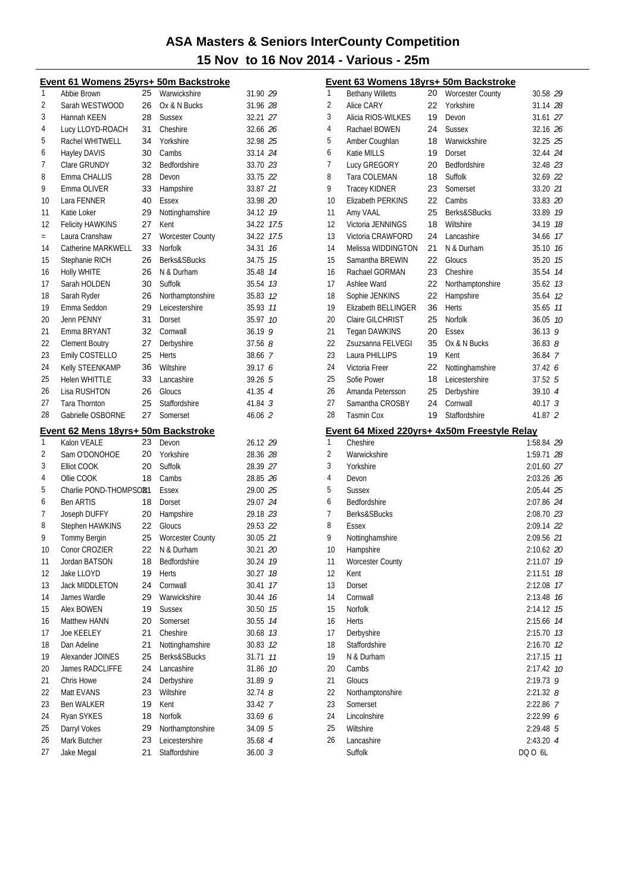# ASA Masters & Seniors InterCounty Competition

## 15 Nov to 16 Nov 2014 - Various - 25m

### Event 61 Womens 25yrs+ 50m Backstroke

| Place | Name | Age | County | Time | Points |
|---|---|---|---|---|---|
| 1 | Abbie Brown | 25 | Warwickshire | 31.90 | 29 |
| 2 | Sarah WESTWOOD | 26 | Ox & N Bucks | 31.96 | 28 |
| 3 | Hannah KEEN | 28 | Sussex | 32.21 | 27 |
| 4 | Lucy LLOYD-ROACH | 31 | Cheshire | 32.66 | 26 |
| 5 | Rachel WHITWELL | 34 | Yorkshire | 32.98 | 25 |
| 6 | Hayley DAVIS | 30 | Cambs | 33.14 | 24 |
| 7 | Clare GRUNDY | 32 | Bedfordshire | 33.70 | 23 |
| 8 | Emma CHALLIS | 28 | Devon | 33.75 | 22 |
| 9 | Emma OLIVER | 33 | Hampshire | 33.87 | 21 |
| 10 | Lara FENNER | 40 | Essex | 33.98 | 20 |
| 11 | Katie Loker | 29 | Nottinghamshire | 34.12 | 19 |
| 12 | Felicity HAWKINS | 27 | Kent | 34.22 | 17.5 |
| = | Laura Cranshaw | 27 | Worcester County | 34.22 | 17.5 |
| 14 | Catherine MARKWELL | 33 | Norfolk | 34.31 | 16 |
| 15 | Stephanie RICH | 26 | Berks&SBucks | 34.75 | 15 |
| 16 | Holly WHITE | 26 | N & Durham | 35.48 | 14 |
| 17 | Sarah HOLDEN | 30 | Suffolk | 35.54 | 13 |
| 18 | Sarah Ryder | 26 | Northamptonshire | 35.83 | 12 |
| 19 | Emma Seddon | 29 | Leicestershire | 35.93 | 11 |
| 20 | Jenn PENNY | 31 | Dorset | 35.97 | 10 |
| 21 | Emma BRYANT | 32 | Cornwall | 36.19 | 9 |
| 22 | Clement Boutry | 27 | Derbyshire | 37.56 | 8 |
| 23 | Emily COSTELLO | 25 | Herts | 38.66 | 7 |
| 24 | Kelly STEENKAMP | 36 | Wiltshire | 39.17 | 6 |
| 25 | Helen WHITTLE | 33 | Lancashire | 39.26 | 5 |
| 26 | Lisa RUSHTON | 26 | Gloucs | 41.35 | 4 |
| 27 | Tara Thornton | 25 | Staffordshire | 41.84 | 3 |
| 28 | Gabrielle OSBORNE | 27 | Somerset | 46.06 | 2 |

### Event 62 Mens 18yrs+ 50m Backstroke

| Place | Name | Age | County | Time | Points |
|---|---|---|---|---|---|
| 1 | Kalon VEALE | 23 | Devon | 26.12 | 29 |
| 2 | Sam O'DONOHOE | 20 | Yorkshire | 28.36 | 28 |
| 3 | Elliot COOK | 20 | Suffolk | 28.39 | 27 |
| 4 | Ollie COOK | 18 | Cambs | 28.85 | 26 |
| 5 | Charlie POND-THOMPSON | 21 | Essex | 29.00 | 25 |
| 6 | Ben ARTIS | 18 | Dorset | 29.07 | 24 |
| 7 | Joseph DUFFY | 20 | Hampshire | 29.18 | 23 |
| 8 | Stephen HAWKINS | 22 | Gloucs | 29.53 | 22 |
| 9 | Tommy Bergin | 25 | Worcester County | 30.05 | 21 |
| 10 | Conor CROZIER | 22 | N & Durham | 30.21 | 20 |
| 11 | Jordan BATSON | 18 | Bedfordshire | 30.24 | 19 |
| 12 | Jake LLOYD | 19 | Herts | 30.27 | 18 |
| 13 | Jack MIDDLETON | 24 | Cornwall | 30.41 | 17 |
| 14 | James Wardle | 29 | Warwickshire | 30.44 | 16 |
| 15 | Alex BOWEN | 19 | Sussex | 30.50 | 15 |
| 16 | Matthew HANN | 20 | Somerset | 30.55 | 14 |
| 17 | Joe KEELEY | 21 | Cheshire | 30.68 | 13 |
| 18 | Dan Adeline | 21 | Nottinghamshire | 30.83 | 12 |
| 19 | Alexander JOINES | 25 | Berks&SBucks | 31.71 | 11 |
| 20 | James RADCLIFFE | 24 | Lancashire | 31.86 | 10 |
| 21 | Chris Howe | 24 | Derbyshire | 31.89 | 9 |
| 22 | Matt EVANS | 23 | Wiltshire | 32.74 | 8 |
| 23 | Ben WALKER | 19 | Kent | 33.42 | 7 |
| 24 | Ryan SYKES | 18 | Norfolk | 33.69 | 6 |
| 25 | Darryl Vokes | 29 | Northamptonshire | 34.09 | 5 |
| 26 | Mark Butcher | 23 | Leicestershire | 35.68 | 4 |
| 27 | Jake Megal | 21 | Staffordshire | 36.00 | 3 |

### Event 63 Womens 18yrs+ 50m Backstroke

| Place | Name | Age | County | Time | Points |
|---|---|---|---|---|---|
| 1 | Bethany Willetts | 20 | Worcester County | 30.58 | 29 |
| 2 | Alice CARY | 22 | Yorkshire | 31.14 | 28 |
| 3 | Alicia RIOS-WILKES | 19 | Devon | 31.61 | 27 |
| 4 | Rachael BOWEN | 24 | Sussex | 32.16 | 26 |
| 5 | Amber Coughlan | 18 | Warwickshire | 32.25 | 25 |
| 6 | Katie MILLS | 19 | Dorset | 32.44 | 24 |
| 7 | Lucy GREGORY | 20 | Bedfordshire | 32.48 | 23 |
| 8 | Tara COLEMAN | 18 | Suffolk | 32.69 | 22 |
| 9 | Tracey KIDNER | 23 | Somerset | 33.20 | 21 |
| 10 | Elizabeth PERKINS | 22 | Cambs | 33.83 | 20 |
| 11 | Amy VAAL | 25 | Berks&SBucks | 33.89 | 19 |
| 12 | Victoria JENNINGS | 18 | Wiltshire | 34.19 | 18 |
| 13 | Victoria CRAWFORD | 24 | Lancashire | 34.66 | 17 |
| 14 | Melissa WIDDINGTON | 21 | N & Durham | 35.10 | 16 |
| 15 | Samantha BREWIN | 22 | Gloucs | 35.20 | 15 |
| 16 | Rachael GORMAN | 23 | Cheshire | 35.54 | 14 |
| 17 | Ashlee Ward | 22 | Northamptonshire | 35.62 | 13 |
| 18 | Sophie JENKINS | 22 | Hampshire | 35.64 | 12 |
| 19 | Elizabeth BELLINGER | 36 | Herts | 35.65 | 11 |
| 20 | Claire GILCHRIST | 25 | Norfolk | 36.05 | 10 |
| 21 | Tegan DAWKINS | 20 | Essex | 36.13 | 9 |
| 22 | Zsuzsanna FELVEGI | 35 | Ox & N Bucks | 36.83 | 8 |
| 23 | Laura PHILLIPS | 19 | Kent | 36.84 | 7 |
| 24 | Victoria Freer | 22 | Nottinghamshire | 37.42 | 6 |
| 25 | Sofie Power | 18 | Leicestershire | 37.52 | 5 |
| 26 | Amanda Petersson | 25 | Derbyshire | 39.10 | 4 |
| 27 | Samantha CROSBY | 24 | Cornwall | 40.17 | 3 |
| 28 | Tasmin Cox | 19 | Staffordshire | 41.87 | 2 |

### Event 64 Mixed 220yrs+ 4x50m Freestyle Relay

| Place | County | Time | Points |
|---|---|---|---|
| 1 | Cheshire | 1:58.84 | 29 |
| 2 | Warwickshire | 1:59.71 | 28 |
| 3 | Yorkshire | 2:01.60 | 27 |
| 4 | Devon | 2:03.26 | 26 |
| 5 | Sussex | 2:05.44 | 25 |
| 6 | Bedfordshire | 2:07.86 | 24 |
| 7 | Berks&SBucks | 2:08.70 | 23 |
| 8 | Essex | 2:09.14 | 22 |
| 9 | Nottinghamshire | 2:09.56 | 21 |
| 10 | Hampshire | 2:10.62 | 20 |
| 11 | Worcester County | 2:11.07 | 19 |
| 12 | Kent | 2:11.51 | 18 |
| 13 | Dorset | 2:12.08 | 17 |
| 14 | Cornwall | 2:13.48 | 16 |
| 15 | Norfolk | 2:14.12 | 15 |
| 16 | Herts | 2:15.66 | 14 |
| 17 | Derbyshire | 2:15.70 | 13 |
| 18 | Staffordshire | 2:16.70 | 12 |
| 19 | N & Durham | 2:17.15 | 11 |
| 20 | Cambs | 2:17.42 | 10 |
| 21 | Gloucs | 2:19.73 | 9 |
| 22 | Northamptonshire | 2:21.32 | 8 |
| 23 | Somerset | 2:22.86 | 7 |
| 24 | Lincolnshire | 2:22.99 | 6 |
| 25 | Wiltshire | 2:29.48 | 5 |
| 26 | Lancashire | 2:43.20 | 4 |
| | Suffolk | DQ O 6L | |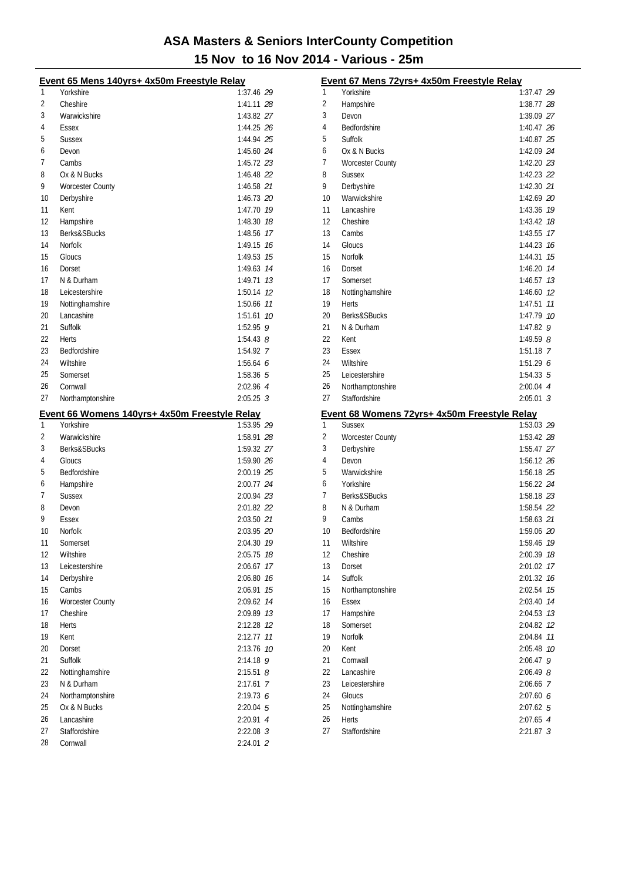# ASA Masters & Seniors InterCounty Competition

## 15 Nov to 16 Nov 2014 - Various - 25m

### Event 65 Mens 140yrs+ 4x50m Freestyle Relay

| | | | |
|---|---|---|---|
| 1 | Yorkshire | 1:37.46 | 29 |
| 2 | Cheshire | 1:41.11 | 28 |
| 3 | Warwickshire | 1:43.82 | 27 |
| 4 | Essex | 1:44.25 | 26 |
| 5 | Sussex | 1:44.94 | 25 |
| 6 | Devon | 1:45.60 | 24 |
| 7 | Cambs | 1:45.72 | 23 |
| 8 | Ox & N Bucks | 1:46.48 | 22 |
| 9 | Worcester County | 1:46.58 | 21 |
| 10 | Derbyshire | 1:46.73 | 20 |
| 11 | Kent | 1:47.70 | 19 |
| 12 | Hampshire | 1:48.30 | 18 |
| 13 | Berks&SBucks | 1:48.56 | 17 |
| 14 | Norfolk | 1:49.15 | 16 |
| 15 | Gloucs | 1:49.53 | 15 |
| 16 | Dorset | 1:49.63 | 14 |
| 17 | N & Durham | 1:49.71 | 13 |
| 18 | Leicestershire | 1:50.14 | 12 |
| 19 | Nottinghamshire | 1:50.66 | 11 |
| 20 | Lancashire | 1:51.61 | 10 |
| 21 | Suffolk | 1:52.95 | 9 |
| 22 | Herts | 1:54.43 | 8 |
| 23 | Bedfordshire | 1:54.92 | 7 |
| 24 | Wiltshire | 1:56.64 | 6 |
| 25 | Somerset | 1:58.36 | 5 |
| 26 | Cornwall | 2:02.96 | 4 |
| 27 | Northamptonshire | 2:05.25 | 3 |

### Event 66 Womens 140yrs+ 4x50m Freestyle Relay

| | | | |
|---|---|---|---|
| 1 | Yorkshire | 1:53.95 | 29 |
| 2 | Warwickshire | 1:58.91 | 28 |
| 3 | Berks&SBucks | 1:59.32 | 27 |
| 4 | Gloucs | 1:59.90 | 26 |
| 5 | Bedfordshire | 2:00.19 | 25 |
| 6 | Hampshire | 2:00.77 | 24 |
| 7 | Sussex | 2:00.94 | 23 |
| 8 | Devon | 2:01.82 | 22 |
| 9 | Essex | 2:03.50 | 21 |
| 10 | Norfolk | 2:03.95 | 20 |
| 11 | Somerset | 2:04.30 | 19 |
| 12 | Wiltshire | 2:05.75 | 18 |
| 13 | Leicestershire | 2:06.67 | 17 |
| 14 | Derbyshire | 2:06.80 | 16 |
| 15 | Cambs | 2:06.91 | 15 |
| 16 | Worcester County | 2:09.62 | 14 |
| 17 | Cheshire | 2:09.89 | 13 |
| 18 | Herts | 2:12.28 | 12 |
| 19 | Kent | 2:12.77 | 11 |
| 20 | Dorset | 2:13.76 | 10 |
| 21 | Suffolk | 2:14.18 | 9 |
| 22 | Nottinghamshire | 2:15.51 | 8 |
| 23 | N & Durham | 2:17.61 | 7 |
| 24 | Northamptonshire | 2:19.73 | 6 |
| 25 | Ox & N Bucks | 2:20.04 | 5 |
| 26 | Lancashire | 2:20.91 | 4 |
| 27 | Staffordshire | 2:22.08 | 3 |
| 28 | Cornwall | 2:24.01 | 2 |

### Event 67 Mens 72yrs+ 4x50m Freestyle Relay

| | | | |
|---|---|---|---|
| 1 | Yorkshire | 1:37.47 | 29 |
| 2 | Hampshire | 1:38.77 | 28 |
| 3 | Devon | 1:39.09 | 27 |
| 4 | Bedfordshire | 1:40.47 | 26 |
| 5 | Suffolk | 1:40.87 | 25 |
| 6 | Ox & N Bucks | 1:42.09 | 24 |
| 7 | Worcester County | 1:42.20 | 23 |
| 8 | Sussex | 1:42.23 | 22 |
| 9 | Derbyshire | 1:42.30 | 21 |
| 10 | Warwickshire | 1:42.69 | 20 |
| 11 | Lancashire | 1:43.36 | 19 |
| 12 | Cheshire | 1:43.42 | 18 |
| 13 | Cambs | 1:43.55 | 17 |
| 14 | Gloucs | 1:44.23 | 16 |
| 15 | Norfolk | 1:44.31 | 15 |
| 16 | Dorset | 1:46.20 | 14 |
| 17 | Somerset | 1:46.57 | 13 |
| 18 | Nottinghamshire | 1:46.60 | 12 |
| 19 | Herts | 1:47.51 | 11 |
| 20 | Berks&SBucks | 1:47.79 | 10 |
| 21 | N & Durham | 1:47.82 | 9 |
| 22 | Kent | 1:49.59 | 8 |
| 23 | Essex | 1:51.18 | 7 |
| 24 | Wiltshire | 1:51.29 | 6 |
| 25 | Leicestershire | 1:54.33 | 5 |
| 26 | Northamptonshire | 2:00.04 | 4 |
| 27 | Staffordshire | 2:05.01 | 3 |

### Event 68 Womens 72yrs+ 4x50m Freestyle Relay

| | | | |
|---|---|---|---|
| 1 | Sussex | 1:53.03 | 29 |
| 2 | Worcester County | 1:53.42 | 28 |
| 3 | Derbyshire | 1:55.47 | 27 |
| 4 | Devon | 1:56.12 | 26 |
| 5 | Warwickshire | 1:56.18 | 25 |
| 6 | Yorkshire | 1:56.22 | 24 |
| 7 | Berks&SBucks | 1:58.18 | 23 |
| 8 | N & Durham | 1:58.54 | 22 |
| 9 | Cambs | 1:58.63 | 21 |
| 10 | Bedfordshire | 1:59.06 | 20 |
| 11 | Wiltshire | 1:59.46 | 19 |
| 12 | Cheshire | 2:00.39 | 18 |
| 13 | Dorset | 2:01.02 | 17 |
| 14 | Suffolk | 2:01.32 | 16 |
| 15 | Northamptonshire | 2:02.54 | 15 |
| 16 | Essex | 2:03.40 | 14 |
| 17 | Hampshire | 2:04.53 | 13 |
| 18 | Somerset | 2:04.82 | 12 |
| 19 | Norfolk | 2:04.84 | 11 |
| 20 | Kent | 2:05.48 | 10 |
| 21 | Cornwall | 2:06.47 | 9 |
| 22 | Lancashire | 2:06.49 | 8 |
| 23 | Leicestershire | 2:06.66 | 7 |
| 24 | Gloucs | 2:07.60 | 6 |
| 25 | Nottinghamshire | 2:07.62 | 5 |
| 26 | Herts | 2:07.65 | 4 |
| 27 | Staffordshire | 2:21.87 | 3 |